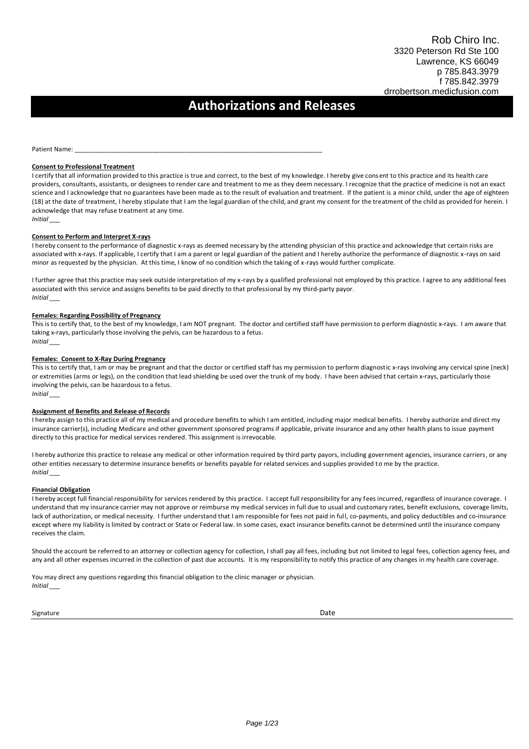Rob Chiro Inc.
3320 Peterson Rd Ste 100
Lawrence, KS 66049
p 785.843.3979
f 785.842.3979
drrobertson.medicfusion.com

# Authorizations and Releases

Patient Name: ______________________________________________________________________

**Consent to Professional Treatment**

I certify that all information provided to this practice is true and correct, to the best of my knowledge. I hereby give consent to this practice and its health care providers, consultants, assistants, or designees to render care and treatment to me as they deem necessary. I recognize that the practice of medicine is not an exact science and I acknowledge that no guarantees have been made as to the result of evaluation and treatment. If the patient is a minor child, under the age of eighteen (18) at the date of treatment, I hereby stipulate that I am the legal guardian of the child, and grant my consent for the treatment of the child as provided for herein. I acknowledge that may refuse treatment at any time.

*Initial* ___

**Consent to Perform and Interpret X-rays**

I hereby consent to the performance of diagnostic x-rays as deemed necessary by the attending physician of this practice and acknowledge that certain risks are associated with x-rays. If applicable, I certify that I am a parent or legal guardian of the patient and I hereby authorize the performance of diagnostic x-rays on said minor as requested by the physician. At this time, I know of no condition which the taking of x-rays would further complicate.

I further agree that this practice may seek outside interpretation of my x-rays by a qualified professional not employed by this practice. I agree to any additional fees associated with this service and assigns benefits to be paid directly to that professional by my third-party payor.

*Initial* ___

**Females: Regarding Possibility of Pregnancy**

This is to certify that, to the best of my knowledge, I am NOT pregnant. The doctor and certified staff have permission to perform diagnostic x-rays. I am aware that taking x-rays, particularly those involving the pelvis, can be hazardous to a fetus.

*Initial* ___

**Females: Consent to X-Ray During Pregnancy**

This is to certify that, I am or may be pregnant and that the doctor or certified staff has my permission to perform diagnostic x-rays involving any cervical spine (neck) or extremities (arms or legs), on the condition that lead shielding be used over the trunk of my body. I have been advised that certain x-rays, particularly those involving the pelvis, can be hazardous to a fetus.

*Initial* ___

**Assignment of Benefits and Release of Records**

I hereby assign to this practice all of my medical and procedure benefits to which I am entitled, including major medical benefits. I hereby authorize and direct my insurance carrier(s), including Medicare and other government sponsored programs if applicable, private insurance and any other health plans to issue payment directly to this practice for medical services rendered. This assignment is irrevocable.

I hereby authorize this practice to release any medical or other information required by third party payors, including government agencies, insurance carriers, or any other entities necessary to determine insurance benefits or benefits payable for related services and supplies provided to me by the practice.

*Initial* ___

**Financial Obligation**

I hereby accept full financial responsibility for services rendered by this practice. I accept full responsibility for any fees incurred, regardless of insurance coverage. I understand that my insurance carrier may not approve or reimburse my medical services in full due to usual and customary rates, benefit exclusions, coverage limits, lack of authorization, or medical necessity. I further understand that I am responsible for fees not paid in full, co-payments, and policy deductibles and co-insurance except where my liability is limited by contract or State or Federal law. In some cases, exact insurance benefits cannot be determined until the insurance company receives the claim.

Should the account be referred to an attorney or collection agency for collection, I shall pay all fees, including but not limited to legal fees, collection agency fees, and any and all other expenses incurred in the collection of past due accounts. It is my responsibility to notify this practice of any changes in my health care coverage.

You may direct any questions regarding this financial obligation to the clinic manager or physician.

*Initial* ___

Signature ______________________________________ Date ______________________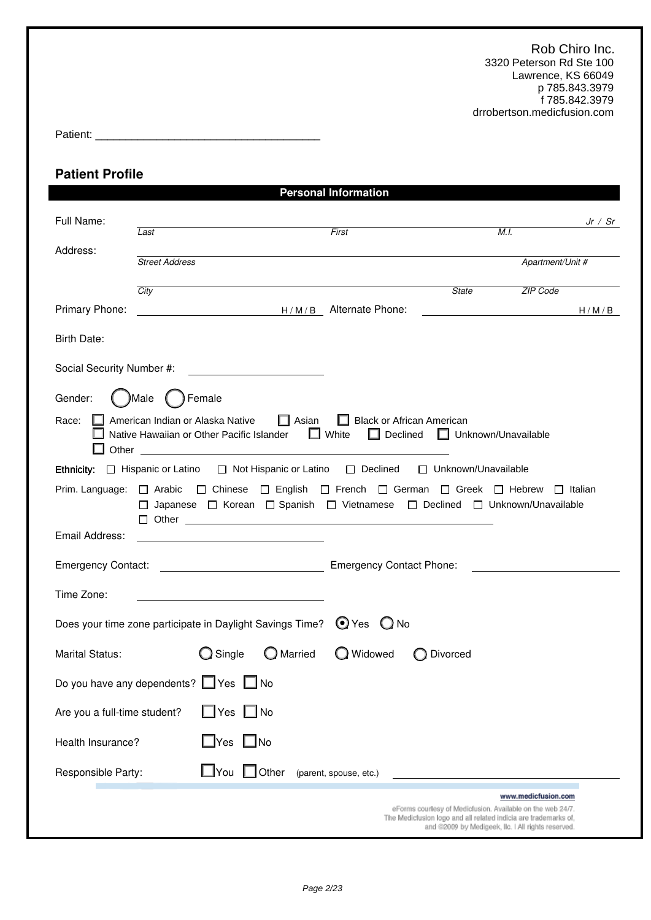Rob Chiro Inc.
3320 Peterson Rd Ste 100
Lawrence, KS 66049
p 785.843.3979
f 785.842.3979
drrobertson.medicfusion.com

Patient: ____________________________________

## Patient Profile

### Personal Information

Full Name: ________________________________________________ Jr / Sr
*Last* *First* *M.I.*

Address: ________________________________________________
*Street Address* *Apartment/Unit #*

________________________________________________
*City* *State* *ZIP Code*

Primary Phone: ____________________ H / M / B Alternate Phone: ____________________ H / M / B

Birth Date:

Social Security Number #: ____________________

Gender: ( ) Male ( ) Female

Race: ☐ American Indian or Alaska Native ☐ Asian ☐ Black or African American
☐ Native Hawaiian or Other Pacific Islander ☐ White ☐ Declined ☐ Unknown/Unavailable
☐ Other ____________________

**Ethnicity:** ☐ Hispanic or Latino ☐ Not Hispanic or Latino ☐ Declined ☐ Unknown/Unavailable

Prim. Language: ☐ Arabic ☐ Chinese ☐ English ☐ French ☐ German ☐ Greek ☐ Hebrew ☐ Italian
☐ Japanese ☐ Korean ☐ Spanish ☐ Vietnamese ☐ Declined ☐ Unknown/Unavailable
☐ Other ____________________

Email Address: ____________________

Emergency Contact: ____________________ Emergency Contact Phone: ____________________

Time Zone: ____________________

Does your time zone participate in Daylight Savings Time? (•) Yes ( ) No

Marital Status: ( ) Single ( ) Married ( ) Widowed ( ) Divorced

Do you have any dependents? ☐ Yes ☐ No

Are you a full-time student? ☐ Yes ☐ No

Health Insurance? ☐ Yes ☐ No

Responsible Party: ☐ You ☐ Other (parent, spouse, etc.) ____________________

www.medicfusion.com
eForms courtesy of Medicfusion. Available on the web 24/7.
The Medicfusion logo and all related indicia are trademarks of, and ©2009 by Medigeek, llc. | All rights reserved.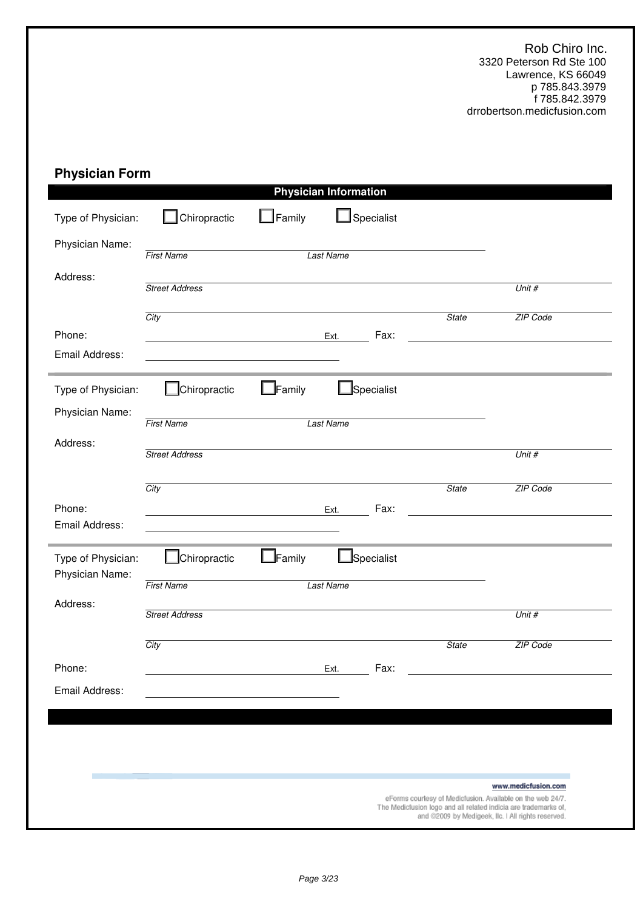Rob Chiro Inc.
3320 Peterson Rd Ste 100
Lawrence, KS 66049
p 785.843.3979
f 785.842.3979
drrobertson.medicfusion.com

## Physician Form

**Physician Information**

Type of Physician: ☐ Chiropractic ☐ Family ☐ Specialist

Physician Name: ______________________
*First Name* *Last Name*

Address: ______________________
*Street Address* *Unit #*

______________________
*City* *State* *ZIP Code*

Phone: ______________________ Ext. ______ Fax: ______________________

Email Address: ______________________

---

Type of Physician: ☐ Chiropractic ☐ Family ☐ Specialist

Physician Name: ______________________
*First Name* *Last Name*

Address: ______________________
*Street Address* *Unit #*

______________________
*City* *State* *ZIP Code*

Phone: ______________________ Ext. ______ Fax: ______________________

Email Address: ______________________

---

Type of Physician: ☐ Chiropractic ☐ Family ☐ Specialist

Physician Name: ______________________
*First Name* *Last Name*

Address: ______________________
*Street Address* *Unit #*

______________________
*City* *State* *ZIP Code*

Phone: ______________________ Ext. ______ Fax: ______________________

Email Address: ______________________

www.medicfusion.com

eForms courtesy of Medicfusion. Available on the web 24/7.
The Medicfusion logo and all related indicia are trademarks of,
and ©2009 by Medigeek, llc. | All rights reserved.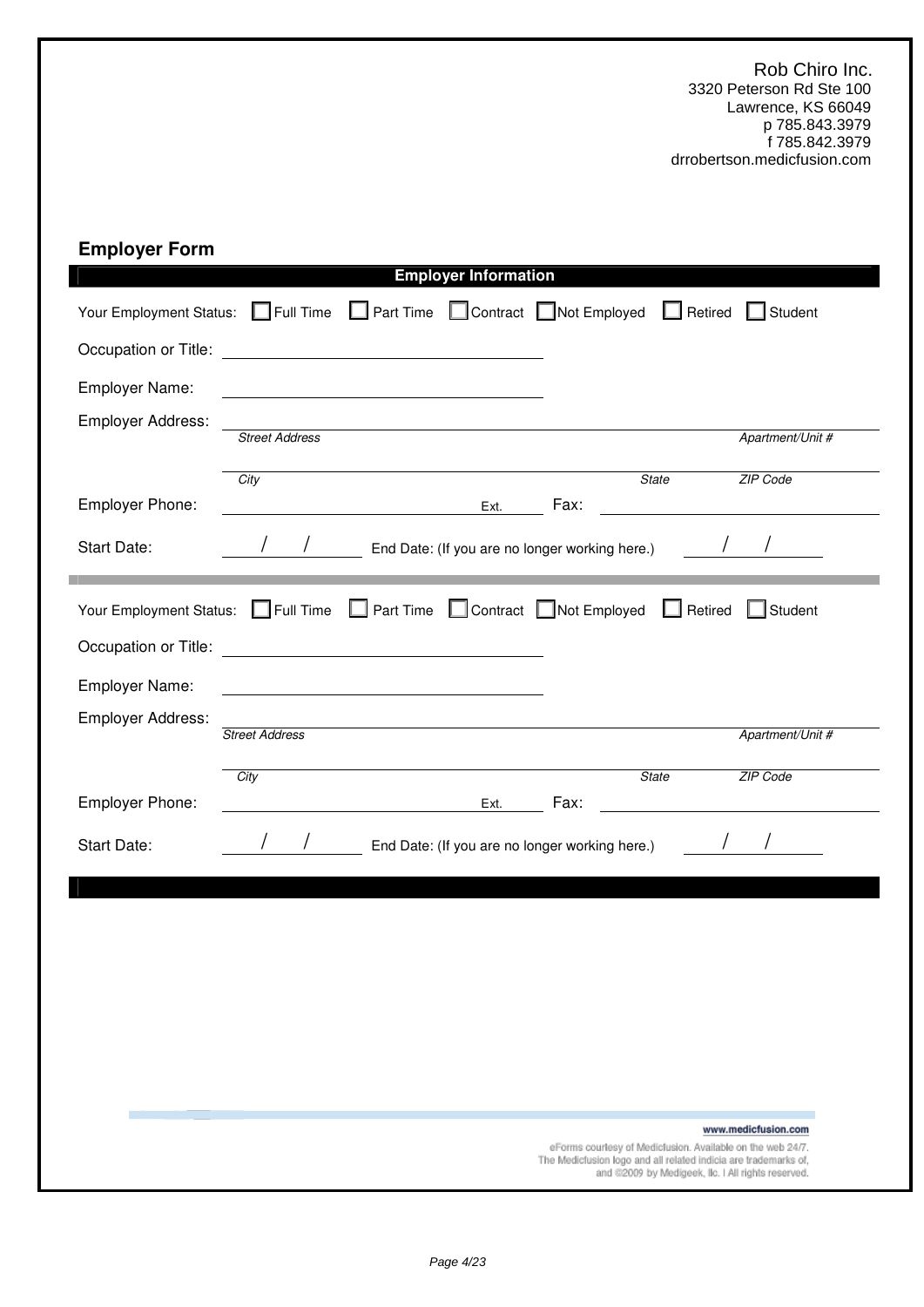Rob Chiro Inc.
3320 Peterson Rd Ste 100
Lawrence, KS 66049
p 785.843.3979
f 785.842.3979
drrobertson.medicfusion.com

## Employer Form

**Employer Information**

Your Employment Status: ☐ Full Time ☐ Part Time ☐ Contract ☐ Not Employed ☐ Retired ☐ Student

Occupation or Title: ____________________

Employer Name: ____________________

Employer Address: ____________________

*Street Address* *Apartment/Unit #*

*City* *State* *ZIP Code*

Employer Phone: ____________ Ext. ______ Fax: ____________

Start Date: ___/___/___ End Date: (If you are no longer working here.) ___/___/___

---

Your Employment Status: ☐ Full Time ☐ Part Time ☐ Contract ☐ Not Employed ☐ Retired ☐ Student

Occupation or Title: ____________________

Employer Name: ____________________

Employer Address: ____________________

*Street Address* *Apartment/Unit #*

*City* *State* *ZIP Code*

Employer Phone: ____________ Ext. ______ Fax: ____________

Start Date: ___/___/___ End Date: (If you are no longer working here.) ___/___/___

www.medicfusion.com

eForms courtesy of Medicfusion. Available on the web 24/7.
The Medicfusion logo and all related indicia are trademarks of,
and ©2009 by Medigeek, llc. | All rights reserved.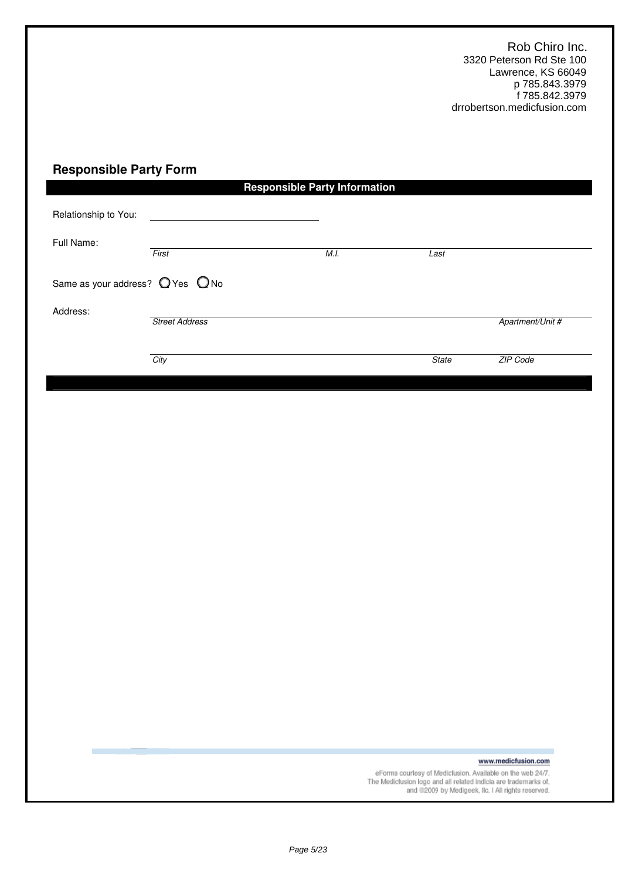Rob Chiro Inc.
3320 Peterson Rd Ste 100
Lawrence, KS 66049
p 785.843.3979
f 785.842.3979
drrobertson.medicfusion.com

## Responsible Party Form

### Responsible Party Information

Relationship to You: ______________________________

Full Name: ______________________________
*First* *M.I.* *Last*

Same as your address? ○ Yes ○ No

Address: ______________________________
*Street Address* *Apartment/Unit #*

______________________________
*City* *State* *ZIP Code*

www.medicfusion.com

eForms courtesy of Medicfusion. Available on the web 24/7.
The Medicfusion logo and all related indicia are trademarks of,
and ©2009 by Medigeek, llc. | All rights reserved.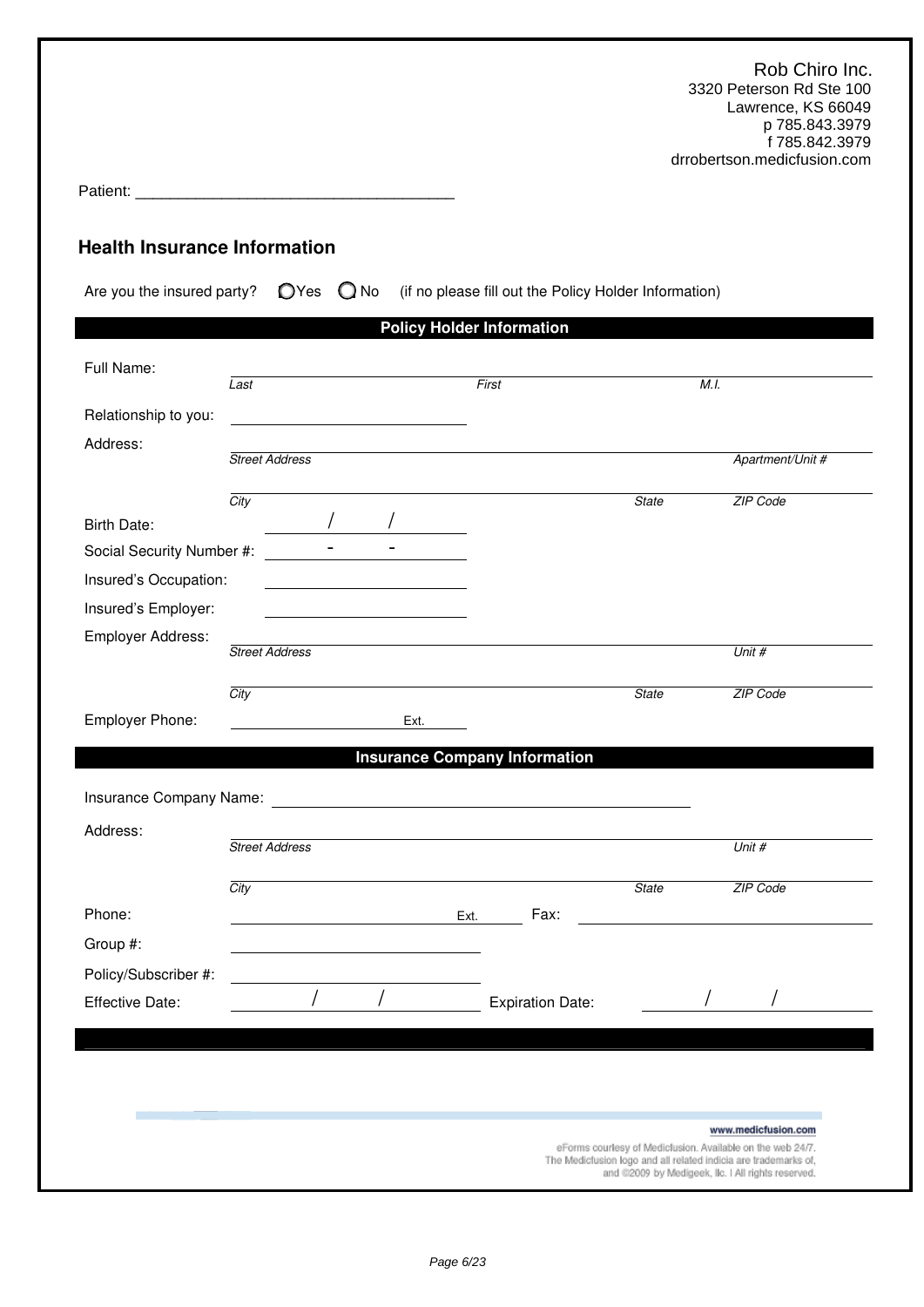Rob Chiro Inc.
3320 Peterson Rd Ste 100
Lawrence, KS 66049
p 785.843.3979
f 785.842.3979
drrobertson.medicfusion.com

Patient: ____________________________________

## Health Insurance Information

Are you the insured party? ◯ Yes ◯ No (if no please fill out the Policy Holder Information)

### Policy Holder Information

Full Name: ______________________________
*Last* *First* *M.I.*

Relationship to you: ______________________________

Address: ______________________________
*Street Address* *Apartment/Unit #*

______________________________
*City* *State* *ZIP Code*

Birth Date: ____ / ____ / ____

Social Security Number #: ____ - ____ - ____

Insured's Occupation: ______________________________

Insured's Employer: ______________________________

Employer Address: ______________________________
*Street Address* *Unit #*

______________________________
*City* *State* *ZIP Code*

Employer Phone: ______________________________ Ext. ____

### Insurance Company Information

Insurance Company Name: ______________________________

Address: ______________________________
*Street Address* *Unit #*

______________________________
*City* *State* *ZIP Code*

Phone: ______________________________ Ext. ____ Fax: ______________________________

Group #: ______________________________

Policy/Subscriber #: ______________________________

Effective Date: ____ / ____ / ____ Expiration Date: ____ / ____ / ____

www.medicfusion.com

eForms courtesy of Medicfusion. Available on the web 24/7.
The Medicfusion logo and all related indicia are trademarks of,
and ©2009 by Medigeek, llc. I All rights reserved.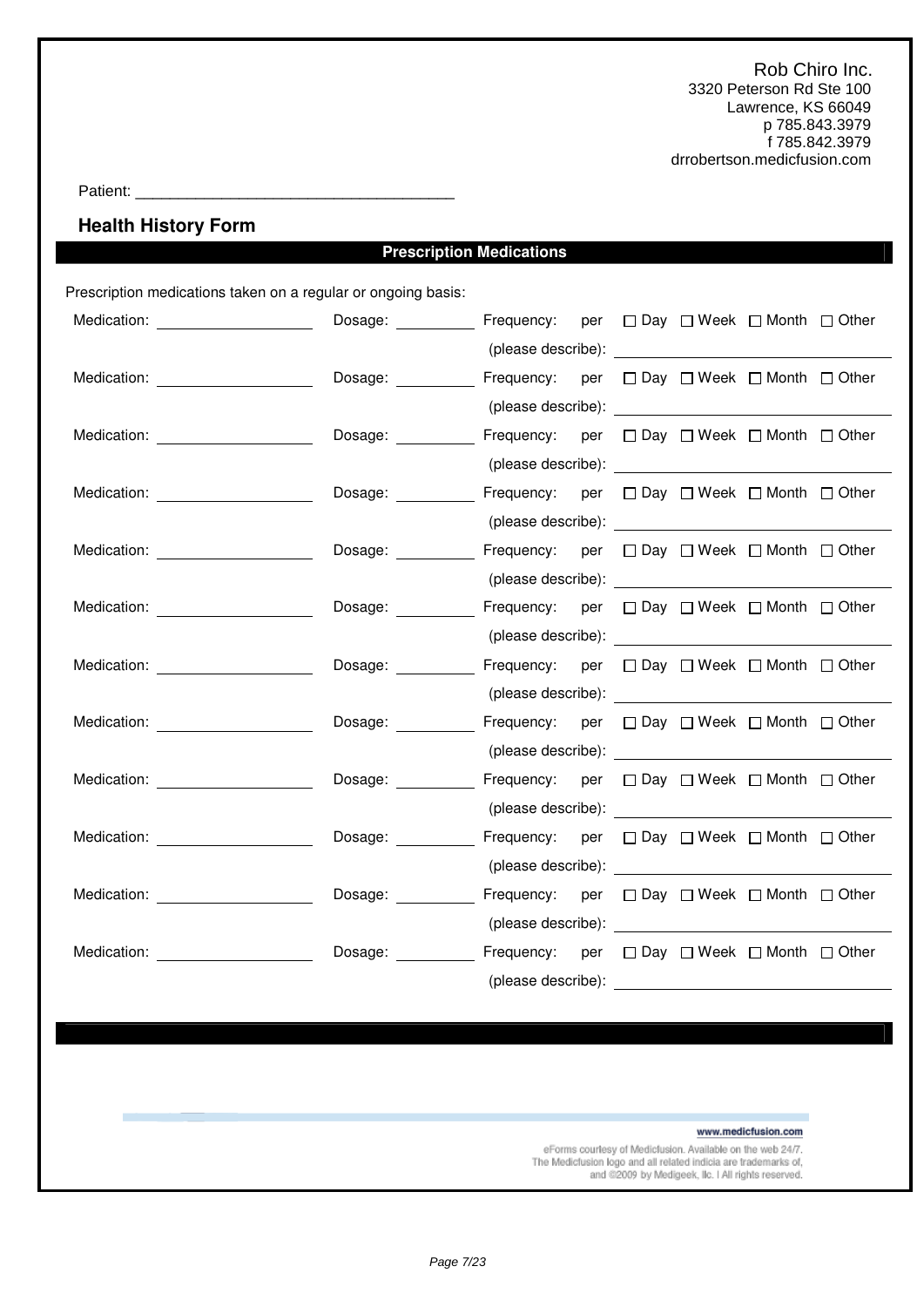Rob Chiro Inc.
3320 Peterson Rd Ste 100
Lawrence, KS 66049
p 785.843.3979
f 785.842.3979
drrobertson.medicfusion.com

Patient: ____________________________________

## Health History Form

### Prescription Medications

Prescription medications taken on a regular or ongoing basis:

Medication: ________________ Dosage: _________ Frequency: per ☐ Day ☐ Week ☐ Month ☐ Other
(please describe): ____________________________

Medication: ________________ Dosage: _________ Frequency: per ☐ Day ☐ Week ☐ Month ☐ Other
(please describe): ____________________________

Medication: ________________ Dosage: _________ Frequency: per ☐ Day ☐ Week ☐ Month ☐ Other
(please describe): ____________________________

Medication: ________________ Dosage: _________ Frequency: per ☐ Day ☐ Week ☐ Month ☐ Other
(please describe): ____________________________

Medication: ________________ Dosage: _________ Frequency: per ☐ Day ☐ Week ☐ Month ☐ Other
(please describe): ____________________________

Medication: ________________ Dosage: _________ Frequency: per ☐ Day ☐ Week ☐ Month ☐ Other
(please describe): ____________________________

Medication: ________________ Dosage: _________ Frequency: per ☐ Day ☐ Week ☐ Month ☐ Other
(please describe): ____________________________

Medication: ________________ Dosage: _________ Frequency: per ☐ Day ☐ Week ☐ Month ☐ Other
(please describe): ____________________________

Medication: ________________ Dosage: _________ Frequency: per ☐ Day ☐ Week ☐ Month ☐ Other
(please describe): ____________________________

Medication: ________________ Dosage: _________ Frequency: per ☐ Day ☐ Week ☐ Month ☐ Other
(please describe): ____________________________

Medication: ________________ Dosage: _________ Frequency: per ☐ Day ☐ Week ☐ Month ☐ Other
(please describe): ____________________________

Medication: ________________ Dosage: _________ Frequency: per ☐ Day ☐ Week ☐ Month ☐ Other
(please describe): ____________________________

www.medicfusion.com

eForms courtesy of Medicfusion. Available on the web 24/7. The Medicfusion logo and all related indicia are trademarks of, and ©2009 by Medigeek, llc. I All rights reserved.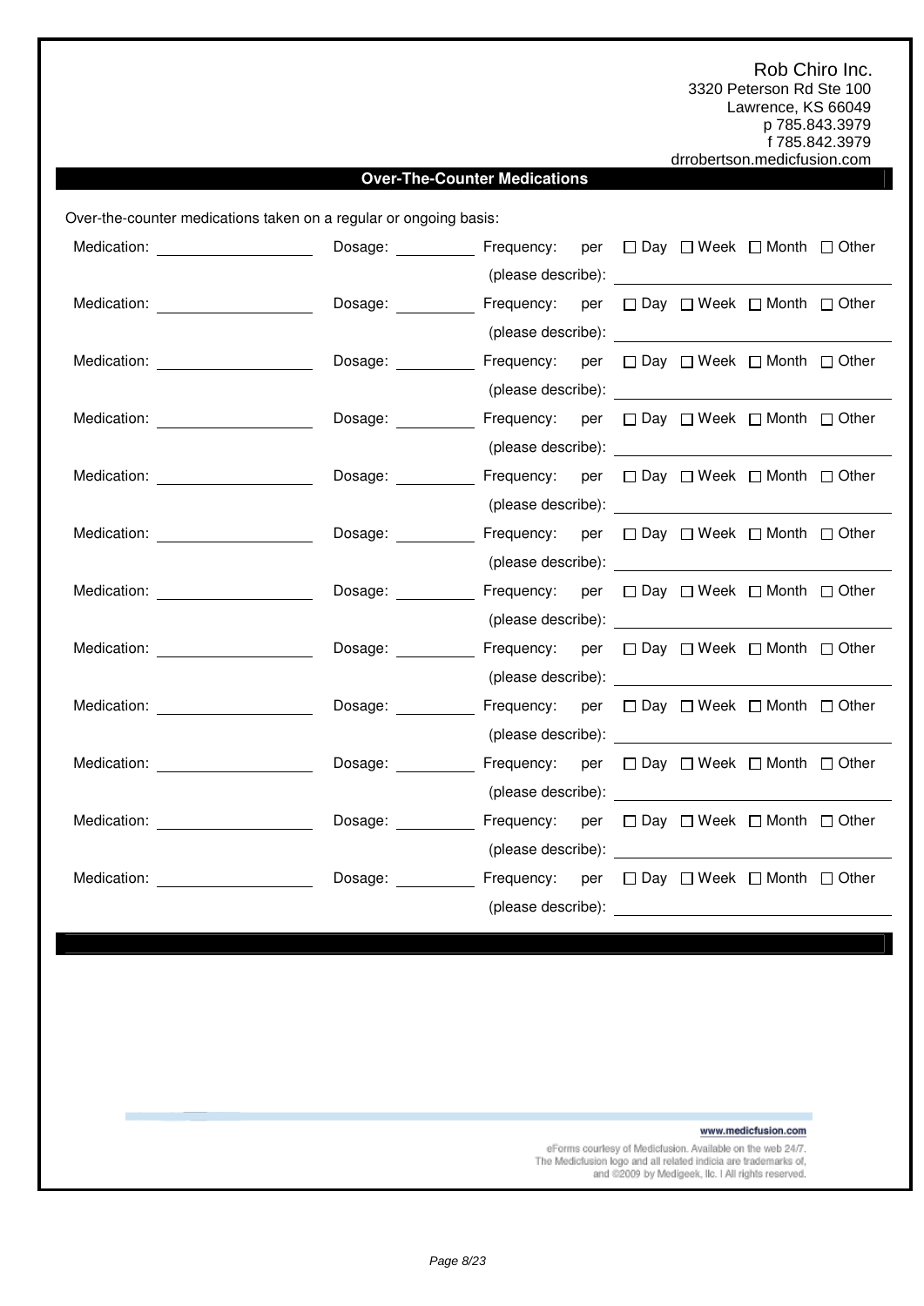Rob Chiro Inc.
3320 Peterson Rd Ste 100
Lawrence, KS 66049
p 785.843.3979
f 785.842.3979
drrobertson.medicfusion.com

## Over-The-Counter Medications

Over-the-counter medications taken on a regular or ongoing basis:

Medication: __________ Dosage: __________ Frequency: per ☐ Day ☐ Week ☐ Month ☐ Other
(please describe): __________

Medication: __________ Dosage: __________ Frequency: per ☐ Day ☐ Week ☐ Month ☐ Other
(please describe): __________

Medication: __________ Dosage: __________ Frequency: per ☐ Day ☐ Week ☐ Month ☐ Other
(please describe): __________

Medication: __________ Dosage: __________ Frequency: per ☐ Day ☐ Week ☐ Month ☐ Other
(please describe): __________

Medication: __________ Dosage: __________ Frequency: per ☐ Day ☐ Week ☐ Month ☐ Other
(please describe): __________

Medication: __________ Dosage: __________ Frequency: per ☐ Day ☐ Week ☐ Month ☐ Other
(please describe): __________

Medication: __________ Dosage: __________ Frequency: per ☐ Day ☐ Week ☐ Month ☐ Other
(please describe): __________

Medication: __________ Dosage: __________ Frequency: per ☐ Day ☐ Week ☐ Month ☐ Other
(please describe): __________

Medication: __________ Dosage: __________ Frequency: per ☐ Day ☐ Week ☐ Month ☐ Other
(please describe): __________

Medication: __________ Dosage: __________ Frequency: per ☐ Day ☐ Week ☐ Month ☐ Other
(please describe): __________

Medication: __________ Dosage: __________ Frequency: per ☐ Day ☐ Week ☐ Month ☐ Other
(please describe): __________

Medication: __________ Dosage: __________ Frequency: per ☐ Day ☐ Week ☐ Month ☐ Other
(please describe): __________

www.medicfusion.com

eForms courtesy of Medicfusion. Available on the web 24/7.
The Medicfusion logo and all related indicia are trademarks of,
and ©2009 by Medigeek, llc. | All rights reserved.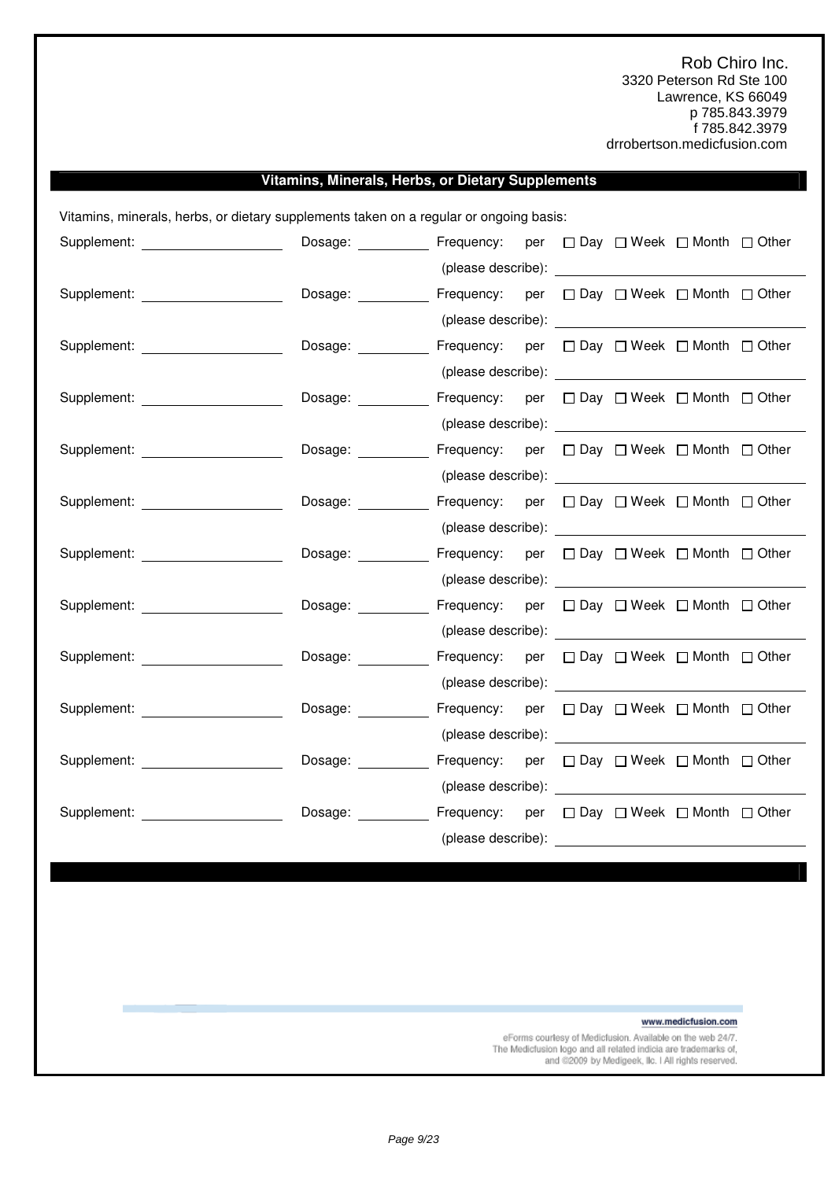Rob Chiro Inc.
3320 Peterson Rd Ste 100
Lawrence, KS 66049
p 785.843.3979
f 785.842.3979
drrobertson.medicfusion.com

## Vitamins, Minerals, Herbs, or Dietary Supplements

Vitamins, minerals, herbs, or dietary supplements taken on a regular or ongoing basis:

Supplement: ____________ Dosage: ________ Frequency: per ☐ Day ☐ Week ☐ Month ☐ Other
(please describe): ____________________

Supplement: ____________ Dosage: ________ Frequency: per ☐ Day ☐ Week ☐ Month ☐ Other
(please describe): ____________________

Supplement: ____________ Dosage: ________ Frequency: per ☐ Day ☐ Week ☐ Month ☐ Other
(please describe): ____________________

Supplement: ____________ Dosage: ________ Frequency: per ☐ Day ☐ Week ☐ Month ☐ Other
(please describe): ____________________

Supplement: ____________ Dosage: ________ Frequency: per ☐ Day ☐ Week ☐ Month ☐ Other
(please describe): ____________________

Supplement: ____________ Dosage: ________ Frequency: per ☐ Day ☐ Week ☐ Month ☐ Other
(please describe): ____________________

Supplement: ____________ Dosage: ________ Frequency: per ☐ Day ☐ Week ☐ Month ☐ Other
(please describe): ____________________

Supplement: ____________ Dosage: ________ Frequency: per ☐ Day ☐ Week ☐ Month ☐ Other
(please describe): ____________________

Supplement: ____________ Dosage: ________ Frequency: per ☐ Day ☐ Week ☐ Month ☐ Other
(please describe): ____________________

Supplement: ____________ Dosage: ________ Frequency: per ☐ Day ☐ Week ☐ Month ☐ Other
(please describe): ____________________

Supplement: ____________ Dosage: ________ Frequency: per ☐ Day ☐ Week ☐ Month ☐ Other
(please describe): ____________________

Supplement: ____________ Dosage: ________ Frequency: per ☐ Day ☐ Week ☐ Month ☐ Other
(please describe): ____________________

www.medicfusion.com

eForms courtesy of Medicfusion. Available on the web 24/7.
The Medicfusion logo and all related indicia are trademarks of,
and ©2009 by Medigeek, llc. | All rights reserved.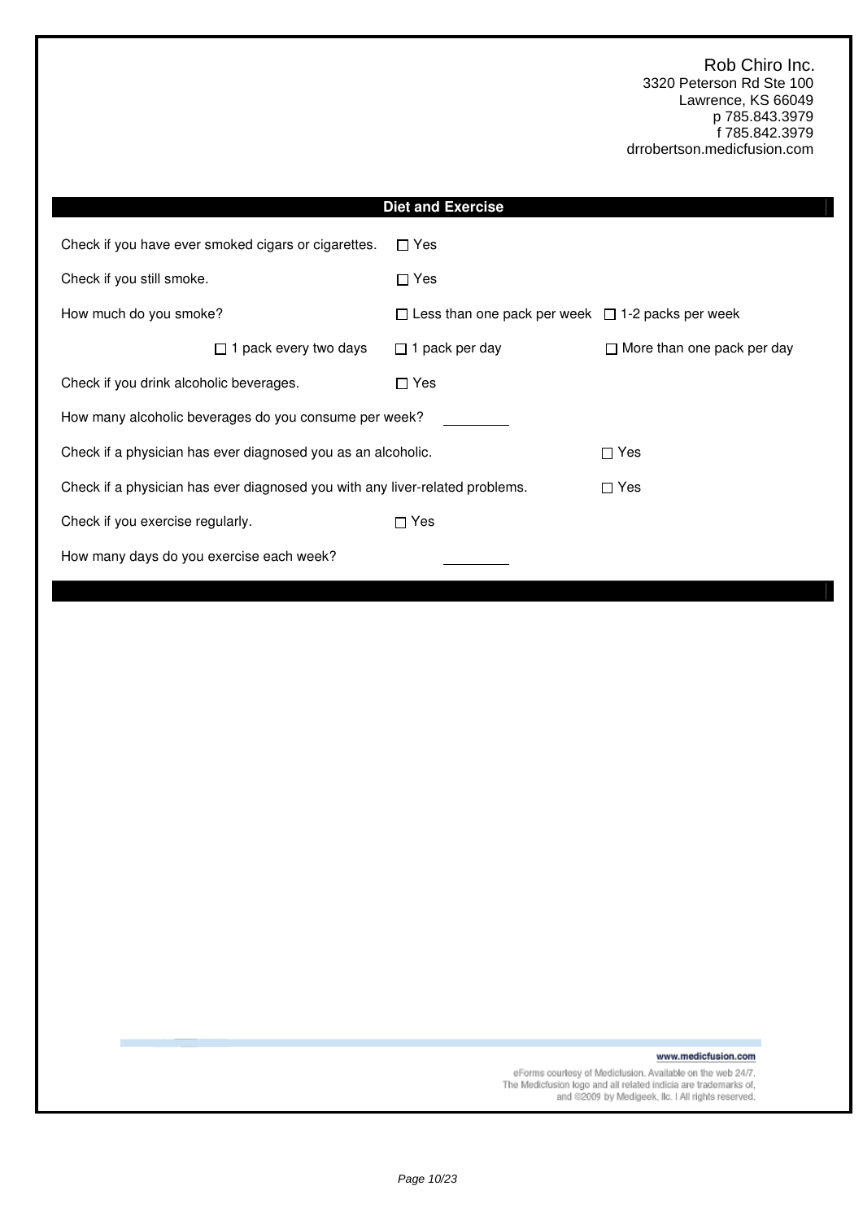Rob Chiro Inc.
3320 Peterson Rd Ste 100
Lawrence, KS 66049
p 785.843.3979
f 785.842.3979
drrobertson.medicfusion.com

## Diet and Exercise

Check if you have ever smoked cigars or cigarettes. ☐ Yes

Check if you still smoke. ☐ Yes

How much do you smoke?

- ☐ Less than one pack per week
- ☐ 1-2 packs per week
- ☐ 1 pack every two days
- ☐ 1 pack per day
- ☐ More than one pack per day

Check if you drink alcoholic beverages. ☐ Yes

How many alcoholic beverages do you consume per week? ________

Check if a physician has ever diagnosed you as an alcoholic. ☐ Yes

Check if a physician has ever diagnosed you with any liver-related problems. ☐ Yes

Check if you exercise regularly. ☐ Yes

How many days do you exercise each week? ________

www.medicfusion.com

eForms courtesy of Medicfusion. Available on the web 24/7.
The Medicfusion logo and all related indicia are trademarks of,
and ©2009 by Medigeek, llc. | All rights reserved.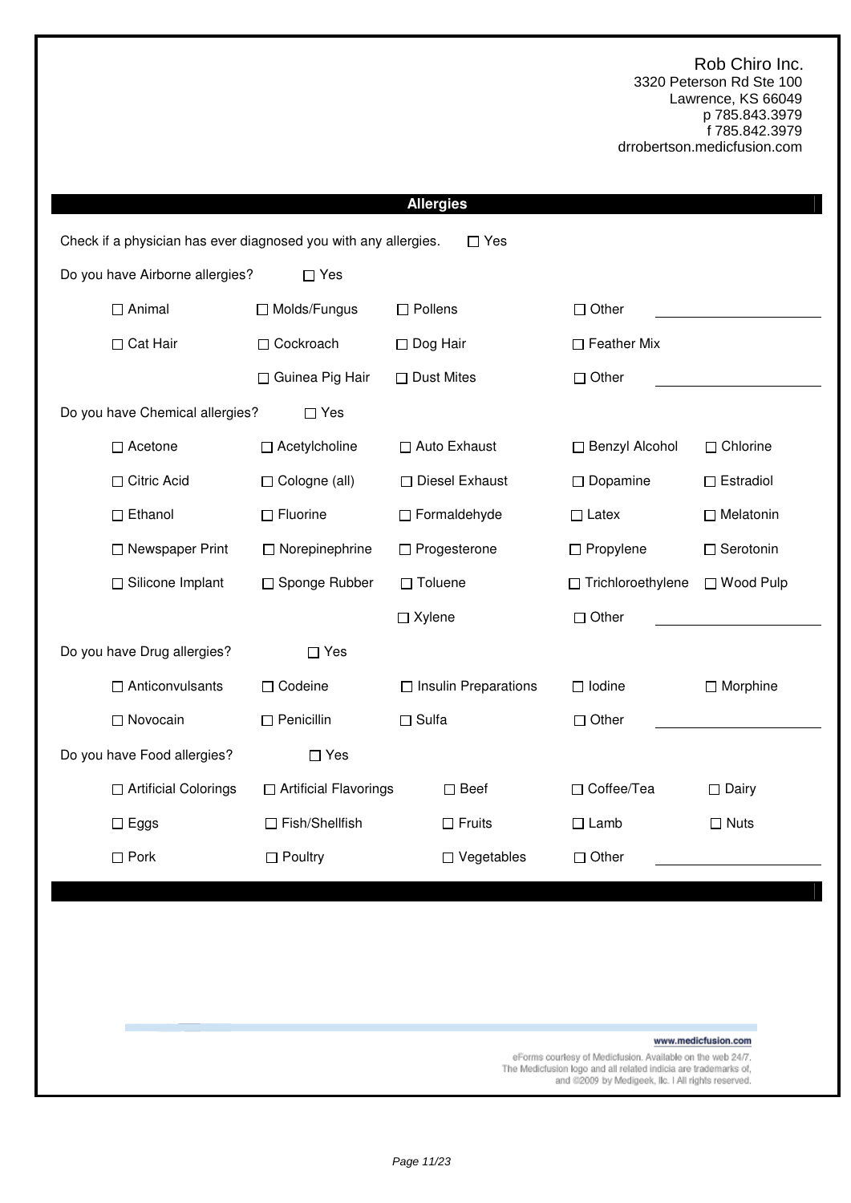Rob Chiro Inc.
3320 Peterson Rd Ste 100
Lawrence, KS 66049
p 785.843.3979
f 785.842.3979
drrobertson.medicfusion.com

## Allergies

Check if a physician has ever diagnosed you with any allergies. ☐ Yes

Do you have Airborne allergies? ☐ Yes

| | | | |
|---|---|---|---|
| ☐ Animal | ☐ Molds/Fungus | ☐ Pollens | ☐ Other ______ |
| ☐ Cat Hair | ☐ Cockroach | ☐ Dog Hair | ☐ Feather Mix |
| | ☐ Guinea Pig Hair | ☐ Dust Mites | ☐ Other ______ |

Do you have Chemical allergies? ☐ Yes

| | | | | |
|---|---|---|---|---|
| ☐ Acetone | ☐ Acetylcholine | ☐ Auto Exhaust | ☐ Benzyl Alcohol | ☐ Chlorine |
| ☐ Citric Acid | ☐ Cologne (all) | ☐ Diesel Exhaust | ☐ Dopamine | ☐ Estradiol |
| ☐ Ethanol | ☐ Fluorine | ☐ Formaldehyde | ☐ Latex | ☐ Melatonin |
| ☐ Newspaper Print | ☐ Norepinephrine | ☐ Progesterone | ☐ Propylene | ☐ Serotonin |
| ☐ Silicone Implant | ☐ Sponge Rubber | ☐ Toluene | ☐ Trichloroethylene | ☐ Wood Pulp |
| | | ☐ Xylene | ☐ Other ______ | |

Do you have Drug allergies? ☐ Yes

| | | | | |
|---|---|---|---|---|
| ☐ Anticonvulsants | ☐ Codeine | ☐ Insulin Preparations | ☐ Iodine | ☐ Morphine |
| ☐ Novocain | ☐ Penicillin | ☐ Sulfa | ☐ Other ______ | |

Do you have Food allergies? ☐ Yes

| | | | | |
|---|---|---|---|---|
| ☐ Artificial Colorings | ☐ Artificial Flavorings | ☐ Beef | ☐ Coffee/Tea | ☐ Dairy |
| ☐ Eggs | ☐ Fish/Shellfish | ☐ Fruits | ☐ Lamb | ☐ Nuts |
| ☐ Pork | ☐ Poultry | ☐ Vegetables | ☐ Other ______ | |

www.medicfusion.com

eForms courtesy of Medicfusion. Available on the web 24/7.
The Medicfusion logo and all related indicia are trademarks of, and ©2009 by Medigeek, llc. I All rights reserved.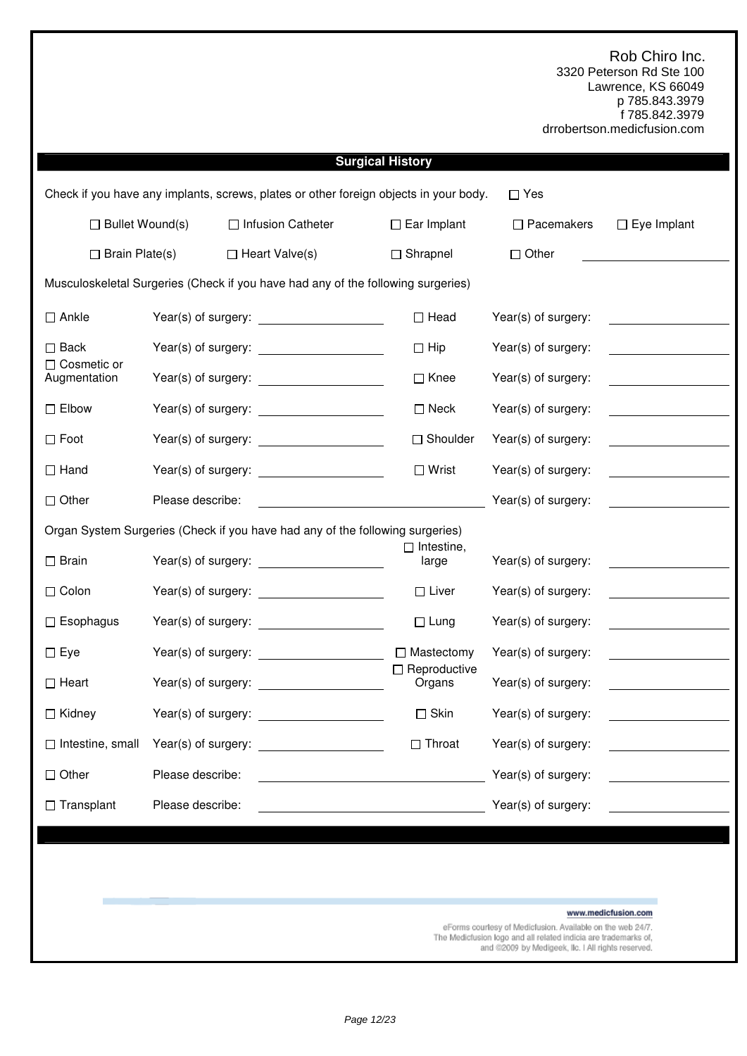Rob Chiro Inc.
3320 Peterson Rd Ste 100
Lawrence, KS 66049
p 785.843.3979
f 785.842.3979
drrobertson.medicfusion.com

## Surgical History

Check if you have any implants, screws, plates or other foreign objects in your body. ☐ Yes

| | | | | |
|---|---|---|---|---|
| ☐ Bullet Wound(s) | ☐ Infusion Catheter | ☐ Ear Implant | ☐ Pacemakers | ☐ Eye Implant |
| ☐ Brain Plate(s) | ☐ Heart Valve(s) | ☐ Shrapnel | ☐ Other ______ | |

Musculoskeletal Surgeries (Check if you have had any of the following surgeries)

| | | | | |
|---|---|---|---|---|
| ☐ Ankle | Year(s) of surgery: ______ | ☐ Head | Year(s) of surgery: | ______ |
| ☐ Back | Year(s) of surgery: ______ | ☐ Hip | Year(s) of surgery: | ______ |
| ☐ Cosmetic or Augmentation | Year(s) of surgery: ______ | ☐ Knee | Year(s) of surgery: | ______ |
| ☐ Elbow | Year(s) of surgery: ______ | ☐ Neck | Year(s) of surgery: | ______ |
| ☐ Foot | Year(s) of surgery: ______ | ☐ Shoulder | Year(s) of surgery: | ______ |
| ☐ Hand | Year(s) of surgery: ______ | ☐ Wrist | Year(s) of surgery: | ______ |
| ☐ Other | Please describe: ______ | | Year(s) of surgery: | ______ |

Organ System Surgeries (Check if you have had any of the following surgeries)

| | | | | |
|---|---|---|---|---|
| ☐ Brain | Year(s) of surgery: ______ | ☐ Intestine, large | Year(s) of surgery: | ______ |
| ☐ Colon | Year(s) of surgery: ______ | ☐ Liver | Year(s) of surgery: | ______ |
| ☐ Esophagus | Year(s) of surgery: ______ | ☐ Lung | Year(s) of surgery: | ______ |
| ☐ Eye | Year(s) of surgery: ______ | ☐ Mastectomy | Year(s) of surgery: | ______ |
| ☐ Heart | Year(s) of surgery: ______ | ☐ Reproductive Organs | Year(s) of surgery: | ______ |
| ☐ Kidney | Year(s) of surgery: ______ | ☐ Skin | Year(s) of surgery: | ______ |
| ☐ Intestine, small | Year(s) of surgery: ______ | ☐ Throat | Year(s) of surgery: | ______ |
| ☐ Other | Please describe: ______ | | Year(s) of surgery: | ______ |
| ☐ Transplant | Please describe: ______ | | Year(s) of surgery: | ______ |

www.medicfusion.com

eForms courtesy of Medicfusion. Available on the web 24/7. The Medicfusion logo and all related indicia are trademarks of, and ©2009 by Medigeek, llc. | All rights reserved.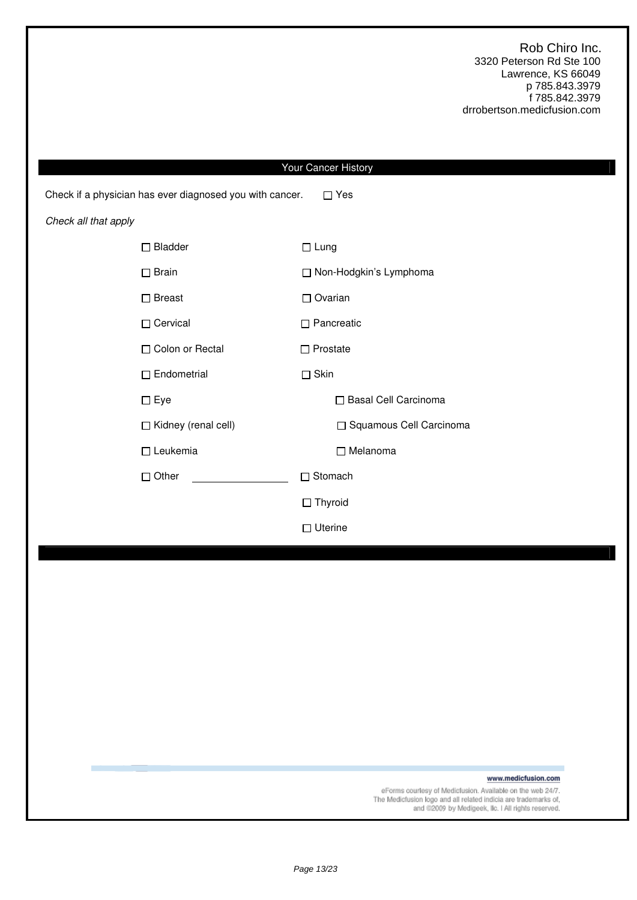Rob Chiro Inc.
3320 Peterson Rd Ste 100
Lawrence, KS 66049
p 785.843.3979
f 785.842.3979
drrobertson.medicfusion.com

## Your Cancer History

Check if a physician has ever diagnosed you with cancer. ☐ Yes

*Check all that apply*

- ☐ Bladder
- ☐ Brain
- ☐ Breast
- ☐ Cervical
- ☐ Colon or Rectal
- ☐ Endometrial
- ☐ Eye
- ☐ Kidney (renal cell)
- ☐ Leukemia
- ☐ Other \_\_\_\_\_\_\_\_\_\_\_\_\_\_\_\_
- ☐ Lung
- ☐ Non-Hodgkin's Lymphoma
- ☐ Ovarian
- ☐ Pancreatic
- ☐ Prostate
- ☐ Skin
  - ☐ Basal Cell Carcinoma
  - ☐ Squamous Cell Carcinoma
  - ☐ Melanoma
- ☐ Stomach
- ☐ Thyroid
- ☐ Uterine

www.medicfusion.com

eForms courtesy of Medicfusion. Available on the web 24/7.
The Medicfusion logo and all related indicia are trademarks of,
and ©2009 by Medigeek, llc. | All rights reserved.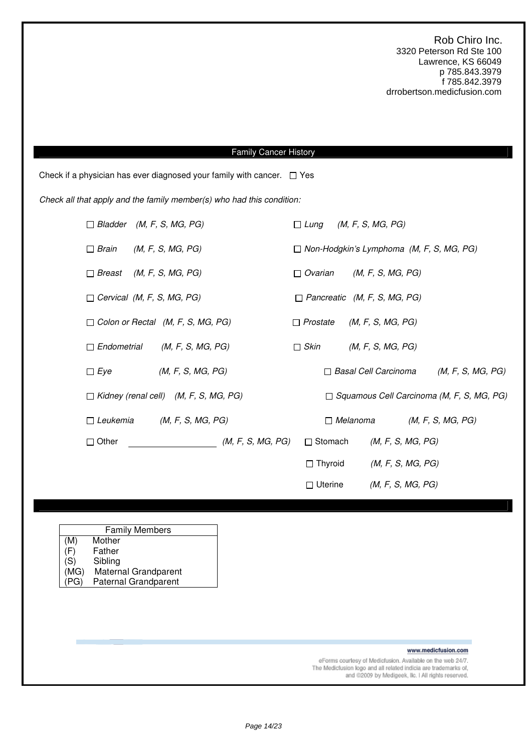Rob Chiro Inc.
3320 Peterson Rd Ste 100
Lawrence, KS 66049
p 785.843.3979
f 785.842.3979
drrobertson.medicfusion.com

## Family Cancer History

Check if a physician has ever diagnosed your family with cancer. ☐ Yes

*Check all that apply and the family member(s) who had this condition:*

- ☐ *Bladder (M, F, S, MG, PG)*
- ☐ *Brain (M, F, S, MG, PG)*
- ☐ *Breast (M, F, S, MG, PG)*
- ☐ *Cervical (M, F, S, MG, PG)*
- ☐ *Colon or Rectal (M, F, S, MG, PG)*
- ☐ *Endometrial (M, F, S, MG, PG)*
- ☐ *Eye (M, F, S, MG, PG)*
- ☐ *Kidney (renal cell) (M, F, S, MG, PG)*
- ☐ *Leukemia (M, F, S, MG, PG)*
- ☐ Other ________________ *(M, F, S, MG, PG)*
- ☐ *Lung (M, F, S, MG, PG)*
- ☐ *Non-Hodgkin's Lymphoma (M, F, S, MG, PG)*
- ☐ *Ovarian (M, F, S, MG, PG)*
- ☐ *Pancreatic (M, F, S, MG, PG)*
- ☐ *Prostate (M, F, S, MG, PG)*
- ☐ *Skin (M, F, S, MG, PG)*
  - ☐ *Basal Cell Carcinoma (M, F, S, MG, PG)*
  - ☐ *Squamous Cell Carcinoma (M, F, S, MG, PG)*
  - ☐ *Melanoma (M, F, S, MG, PG)*
- ☐ Stomach *(M, F, S, MG, PG)*
- ☐ Thyroid *(M, F, S, MG, PG)*
- ☐ Uterine *(M, F, S, MG, PG)*

| Family Members | |
|---|---|
| (M) | Mother |
| (F) | Father |
| (S) | Sibling |
| (MG) | Maternal Grandparent |
| (PG) | Paternal Grandparent |

www.medicfusion.com

eForms courtesy of Medicfusion. Available on the web 24/7.
The Medicfusion logo and all related indicia are trademarks of, and ©2009 by Medigeek, llc. | All rights reserved.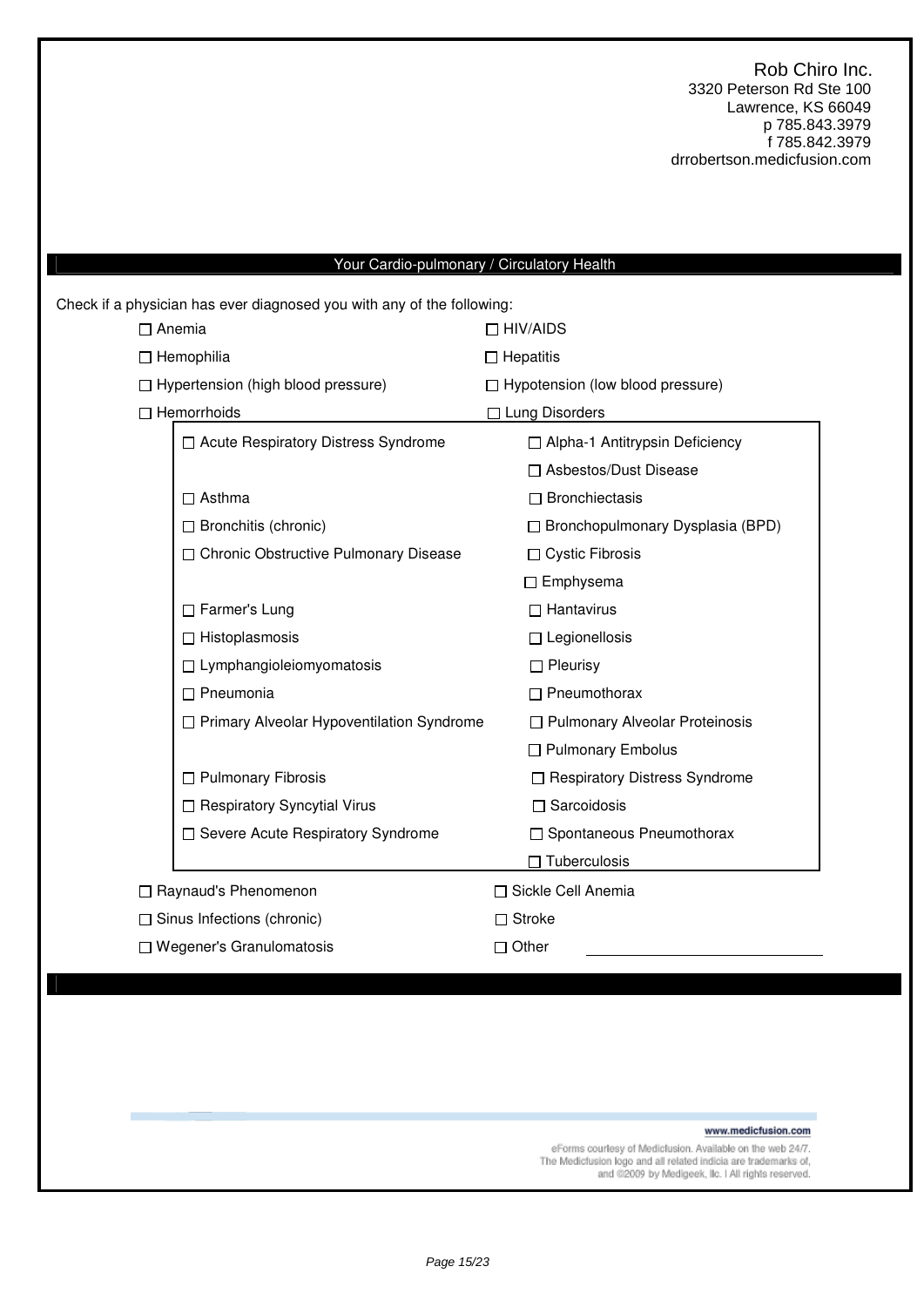Rob Chiro Inc.
3320 Peterson Rd Ste 100
Lawrence, KS 66049
p 785.843.3979
f 785.842.3979
drrobertson.medicfusion.com

## Your Cardio-pulmonary / Circulatory Health

Check if a physician has ever diagnosed you with any of the following:

- ☐ Anemia
- ☐ HIV/AIDS
- ☐ Hemophilia
- ☐ Hepatitis
- ☐ Hypertension (high blood pressure)
- ☐ Hypotension (low blood pressure)
- ☐ Hemorrhoids
- ☐ Lung Disorders
  - ☐ Acute Respiratory Distress Syndrome
  - ☐ Alpha-1 Antitrypsin Deficiency
  - ☐ Asbestos/Dust Disease
  - ☐ Asthma
  - ☐ Bronchiectasis
  - ☐ Bronchitis (chronic)
  - ☐ Bronchopulmonary Dysplasia (BPD)
  - ☐ Chronic Obstructive Pulmonary Disease
  - ☐ Cystic Fibrosis
  - ☐ Emphysema
  - ☐ Farmer's Lung
  - ☐ Hantavirus
  - ☐ Histoplasmosis
  - ☐ Legionellosis
  - ☐ Lymphangioleiomyomatosis
  - ☐ Pleurisy
  - ☐ Pneumonia
  - ☐ Pneumothorax
  - ☐ Primary Alveolar Hypoventilation Syndrome
  - ☐ Pulmonary Alveolar Proteinosis
  - ☐ Pulmonary Embolus
  - ☐ Pulmonary Fibrosis
  - ☐ Respiratory Distress Syndrome
  - ☐ Respiratory Syncytial Virus
  - ☐ Sarcoidosis
  - ☐ Severe Acute Respiratory Syndrome
  - ☐ Spontaneous Pneumothorax
  - ☐ Tuberculosis
- ☐ Raynaud's Phenomenon
- ☐ Sickle Cell Anemia
- ☐ Sinus Infections (chronic)
- ☐ Stroke
- ☐ Wegener's Granulomatosis
- ☐ Other ____________________

www.medicfusion.com

eForms courtesy of Medicfusion. Available on the web 24/7. The Medicfusion logo and all related indicia are trademarks of, and ©2009 by Medigeek, llc. | All rights reserved.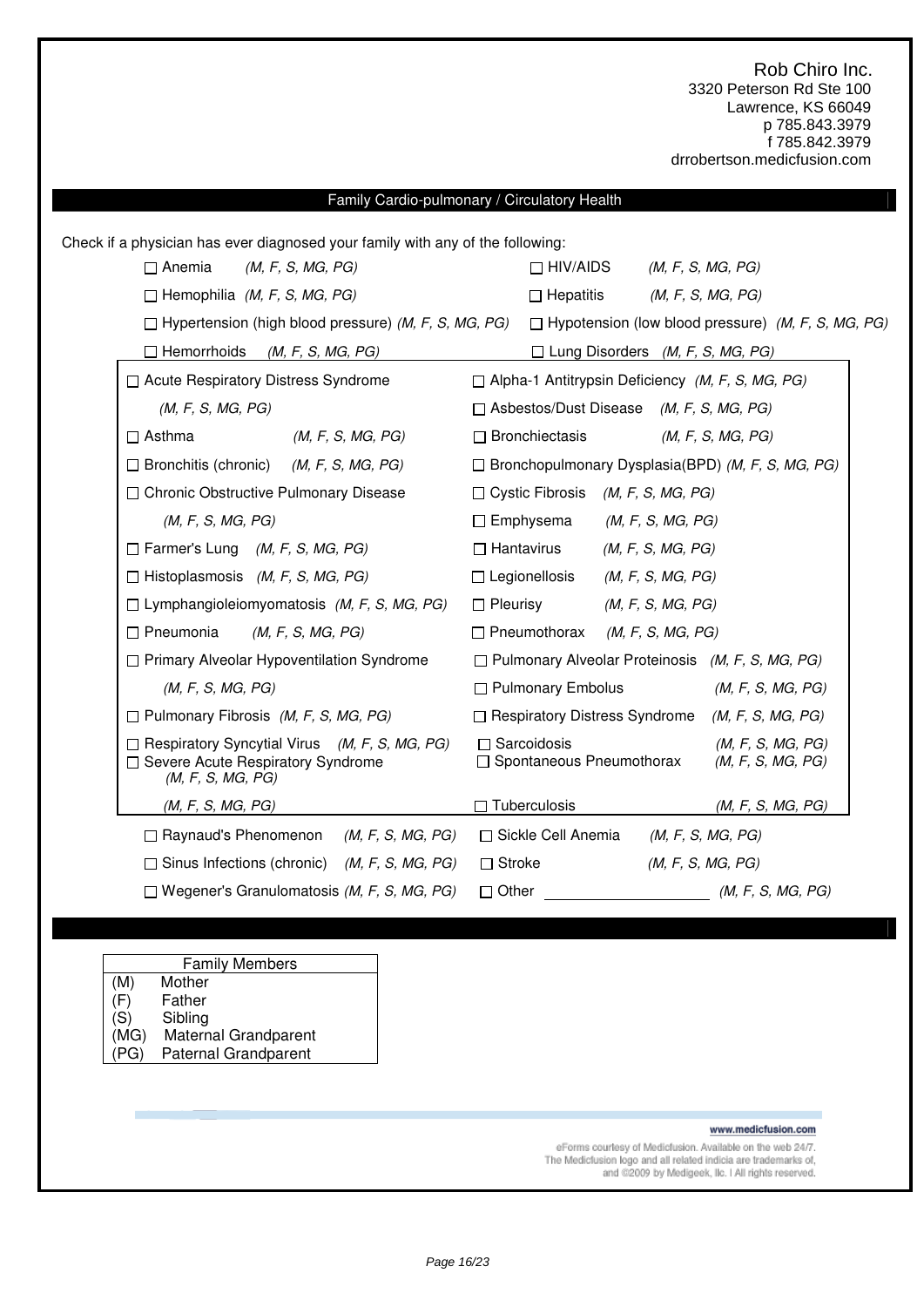Rob Chiro Inc.
3320 Peterson Rd Ste 100
Lawrence, KS 66049
p 785.843.3979
f 785.842.3979
drrobertson.medicfusion.com

## Family Cardio-pulmonary / Circulatory Health

Check if a physician has ever diagnosed your family with any of the following:

- ☐ Anemia *(M, F, S, MG, PG)*
- ☐ HIV/AIDS *(M, F, S, MG, PG)*
- ☐ Hemophilia *(M, F, S, MG, PG)*
- ☐ Hepatitis *(M, F, S, MG, PG)*
- ☐ Hypertension (high blood pressure) *(M, F, S, MG, PG)*
- ☐ Hypotension (low blood pressure) *(M, F, S, MG, PG)*
- ☐ Hemorrhoids *(M, F, S, MG, PG)*
- ☐ Lung Disorders *(M, F, S, MG, PG)*
  - ☐ Acute Respiratory Distress Syndrome *(M, F, S, MG, PG)*
  - ☐ Alpha-1 Antitrypsin Deficiency *(M, F, S, MG, PG)*
  - ☐ Asbestos/Dust Disease *(M, F, S, MG, PG)*
  - ☐ Asthma *(M, F, S, MG, PG)*
  - ☐ Bronchiectasis *(M, F, S, MG, PG)*
  - ☐ Bronchitis (chronic) *(M, F, S, MG, PG)*
  - ☐ Bronchopulmonary Dysplasia(BPD) *(M, F, S, MG, PG)*
  - ☐ Chronic Obstructive Pulmonary Disease *(M, F, S, MG, PG)*
  - ☐ Cystic Fibrosis *(M, F, S, MG, PG)*
  - ☐ Emphysema *(M, F, S, MG, PG)*
  - ☐ Farmer's Lung *(M, F, S, MG, PG)*
  - ☐ Hantavirus *(M, F, S, MG, PG)*
  - ☐ Histoplasmosis *(M, F, S, MG, PG)*
  - ☐ Legionellosis *(M, F, S, MG, PG)*
  - ☐ Lymphangioleiomyomatosis *(M, F, S, MG, PG)*
  - ☐ Pleurisy *(M, F, S, MG, PG)*
  - ☐ Pneumonia *(M, F, S, MG, PG)*
  - ☐ Pneumothorax *(M, F, S, MG, PG)*
  - ☐ Primary Alveolar Hypoventilation Syndrome *(M, F, S, MG, PG)*
  - ☐ Pulmonary Alveolar Proteinosis *(M, F, S, MG, PG)*
  - ☐ Pulmonary Embolus *(M, F, S, MG, PG)*
  - ☐ Pulmonary Fibrosis *(M, F, S, MG, PG)*
  - ☐ Respiratory Distress Syndrome *(M, F, S, MG, PG)*
  - ☐ Respiratory Syncytial Virus *(M, F, S, MG, PG)*
  - ☐ Sarcoidosis *(M, F, S, MG, PG)*
  - ☐ Severe Acute Respiratory Syndrome *(M, F, S, MG, PG)*
  - ☐ Spontaneous Pneumothorax *(M, F, S, MG, PG)*
  - *(M, F, S, MG, PG)*
  - ☐ Tuberculosis *(M, F, S, MG, PG)*
- ☐ Raynaud's Phenomenon *(M, F, S, MG, PG)*
- ☐ Sickle Cell Anemia *(M, F, S, MG, PG)*
- ☐ Sinus Infections (chronic) *(M, F, S, MG, PG)*
- ☐ Stroke *(M, F, S, MG, PG)*
- ☐ Wegener's Granulomatosis *(M, F, S, MG, PG)*
- ☐ Other ____________________ *(M, F, S, MG, PG)*

| Family Members | |
|---|---|
| (M) | Mother |
| (F) | Father |
| (S) | Sibling |
| (MG) | Maternal Grandparent |
| (PG) | Paternal Grandparent |

www.medicfusion.com

eForms courtesy of Medicfusion. Available on the web 24/7.
The Medicfusion logo and all related indicia are trademarks of,
and ©2009 by Medigeek, llc. I All rights reserved.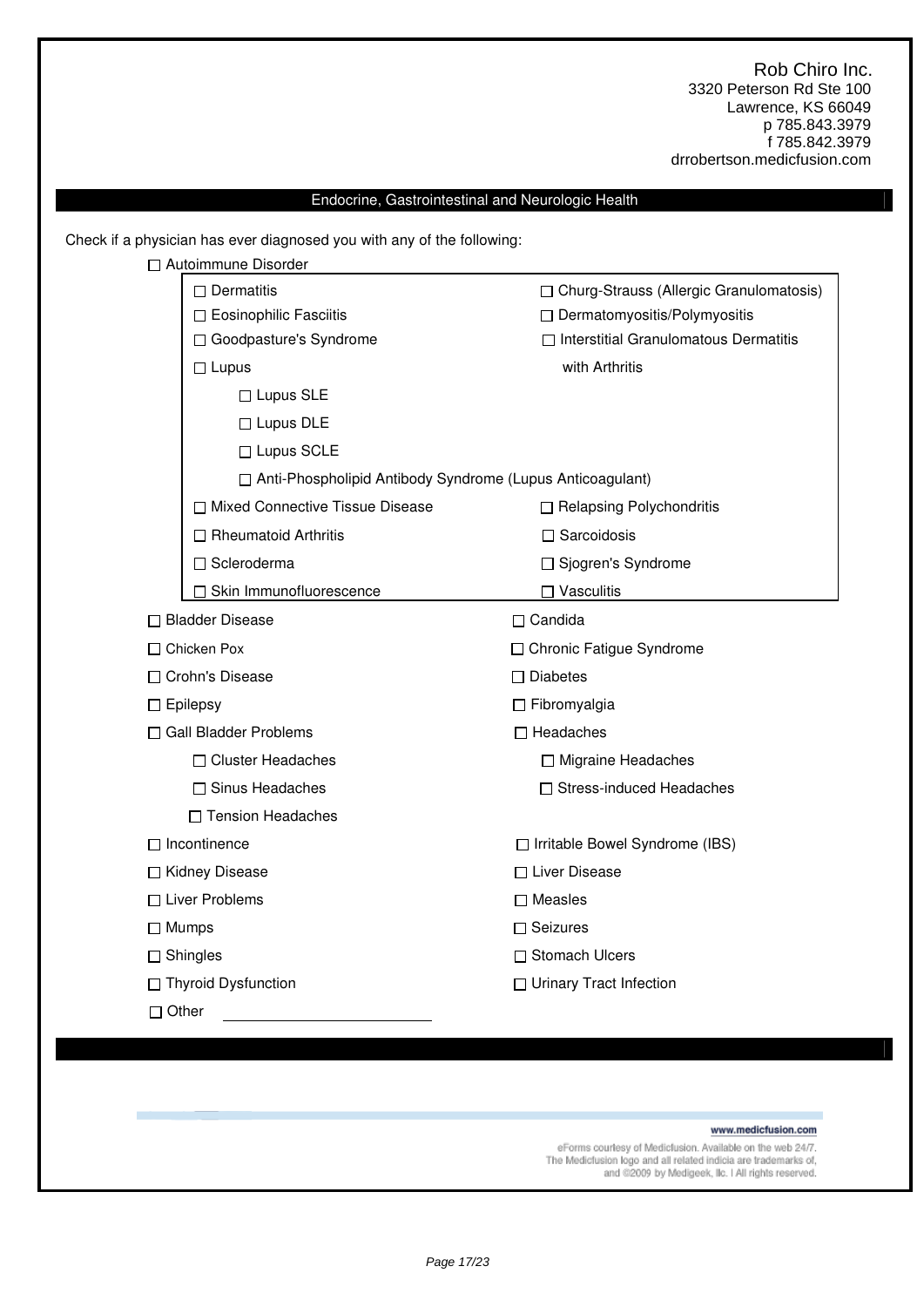Rob Chiro Inc.
3320 Peterson Rd Ste 100
Lawrence, KS 66049
p 785.843.3979
f 785.842.3979
drrobertson.medicfusion.com

## Endocrine, Gastrointestinal and Neurologic Health

Check if a physician has ever diagnosed you with any of the following:

- ☐ Autoimmune Disorder
  - ☐ Dermatitis
  - ☐ Churg-Strauss (Allergic Granulomatosis)
  - ☐ Eosinophilic Fasciitis
  - ☐ Dermatomyositis/Polymyositis
  - ☐ Goodpasture's Syndrome
  - ☐ Interstitial Granulomatous Dermatitis with Arthritis
  - ☐ Lupus
    - ☐ Lupus SLE
    - ☐ Lupus DLE
    - ☐ Lupus SCLE
    - ☐ Anti-Phospholipid Antibody Syndrome (Lupus Anticoagulant)
  - ☐ Mixed Connective Tissue Disease
  - ☐ Relapsing Polychondritis
  - ☐ Rheumatoid Arthritis
  - ☐ Sarcoidosis
  - ☐ Scleroderma
  - ☐ Sjogren's Syndrome
  - ☐ Skin Immunofluorescence
  - ☐ Vasculitis
- ☐ Bladder Disease
- ☐ Candida
- ☐ Chicken Pox
- ☐ Chronic Fatigue Syndrome
- ☐ Crohn's Disease
- ☐ Diabetes
- ☐ Epilepsy
- ☐ Fibromyalgia
- ☐ Gall Bladder Problems
- ☐ Headaches
  - ☐ Cluster Headaches
  - ☐ Migraine Headaches
  - ☐ Sinus Headaches
  - ☐ Stress-induced Headaches
  - ☐ Tension Headaches
- ☐ Incontinence
- ☐ Irritable Bowel Syndrome (IBS)
- ☐ Kidney Disease
- ☐ Liver Disease
- ☐ Liver Problems
- ☐ Measles
- ☐ Mumps
- ☐ Seizures
- ☐ Shingles
- ☐ Stomach Ulcers
- ☐ Thyroid Dysfunction
- ☐ Urinary Tract Infection
- ☐ Other ____________________

www.medicfusion.com

eForms courtesy of Medicfusion. Available on the web 24/7. The Medicfusion logo and all related indicia are trademarks of, and ©2009 by Medigeek, llc. | All rights reserved.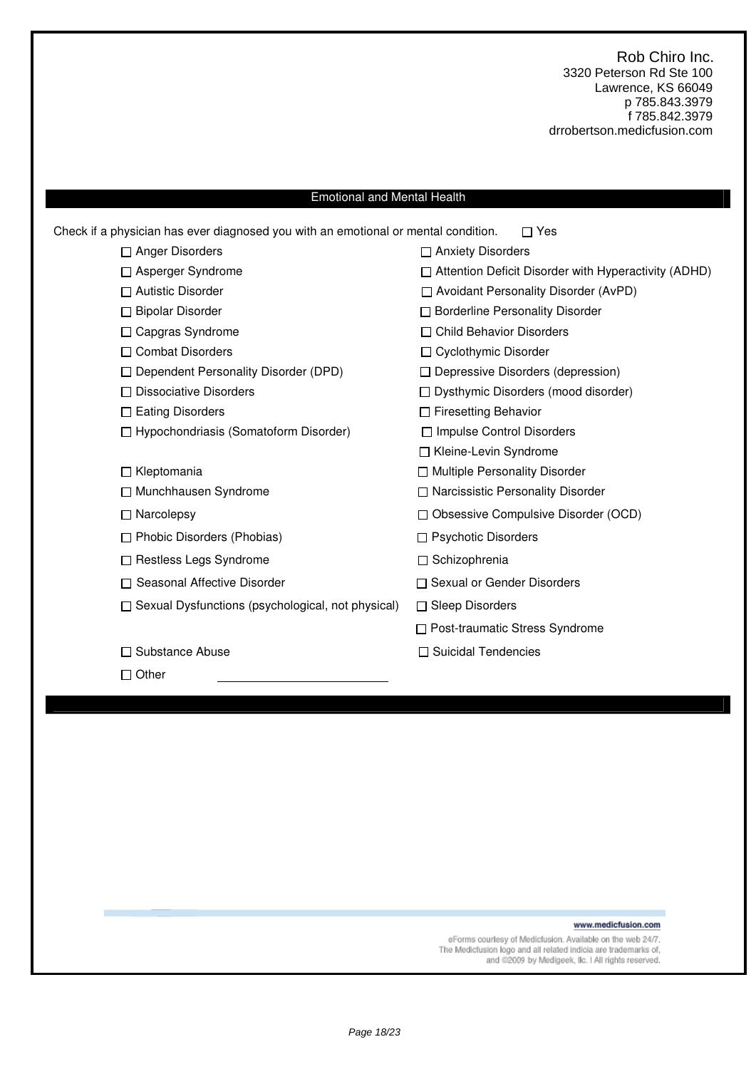Rob Chiro Inc.
3320 Peterson Rd Ste 100
Lawrence, KS 66049
p 785.843.3979
f 785.842.3979
drrobertson.medicfusion.com

## Emotional and Mental Health

Check if a physician has ever diagnosed you with an emotional or mental condition. ☐ Yes

- ☐ Anger Disorders
- ☐ Anxiety Disorders
- ☐ Asperger Syndrome
- ☐ Attention Deficit Disorder with Hyperactivity (ADHD)
- ☐ Autistic Disorder
- ☐ Avoidant Personality Disorder (AvPD)
- ☐ Bipolar Disorder
- ☐ Borderline Personality Disorder
- ☐ Capgras Syndrome
- ☐ Child Behavior Disorders
- ☐ Combat Disorders
- ☐ Cyclothymic Disorder
- ☐ Dependent Personality Disorder (DPD)
- ☐ Depressive Disorders (depression)
- ☐ Dissociative Disorders
- ☐ Dysthymic Disorders (mood disorder)
- ☐ Eating Disorders
- ☐ Firesetting Behavior
- ☐ Hypochondriasis (Somatoform Disorder)
- ☐ Impulse Control Disorders
- ☐ Kleine-Levin Syndrome
- ☐ Kleptomania
- ☐ Multiple Personality Disorder
- ☐ Munchhausen Syndrome
- ☐ Narcissistic Personality Disorder
- ☐ Narcolepsy
- ☐ Obsessive Compulsive Disorder (OCD)
- ☐ Phobic Disorders (Phobias)
- ☐ Psychotic Disorders
- ☐ Restless Legs Syndrome
- ☐ Schizophrenia
- ☐ Seasonal Affective Disorder
- ☐ Sexual or Gender Disorders
- ☐ Sexual Dysfunctions (psychological, not physical)
- ☐ Sleep Disorders
- ☐ Post-traumatic Stress Syndrome
- ☐ Substance Abuse
- ☐ Suicidal Tendencies
- ☐ Other ______________________

www.medicfusion.com

eForms courtesy of Medicfusion. Available on the web 24/7.
The Medicfusion logo and all related indicia are trademarks of,
and ©2009 by Medigeek, llc. | All rights reserved.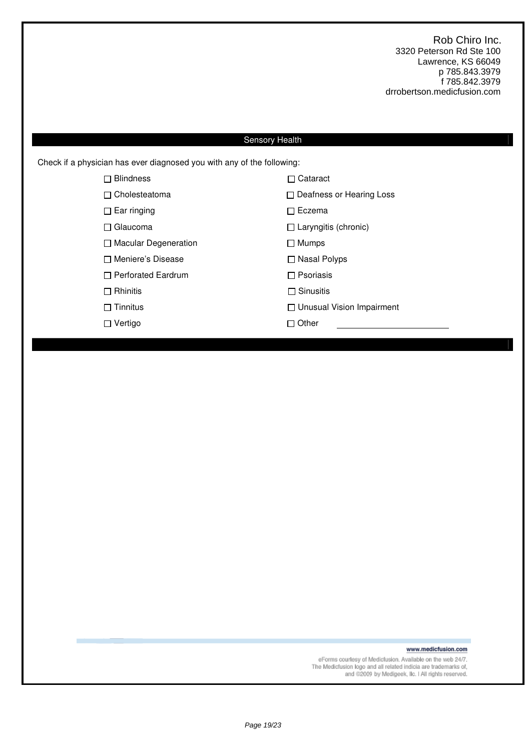Rob Chiro Inc.
3320 Peterson Rd Ste 100
Lawrence, KS 66049
p 785.843.3979
f 785.842.3979
drrobertson.medicfusion.com

## Sensory Health

Check if a physician has ever diagnosed you with any of the following:

- ☐ Blindness
- ☐ Cataract
- ☐ Cholesteatoma
- ☐ Deafness or Hearing Loss
- ☐ Ear ringing
- ☐ Eczema
- ☐ Glaucoma
- ☐ Laryngitis (chronic)
- ☐ Macular Degeneration
- ☐ Mumps
- ☐ Meniere's Disease
- ☐ Nasal Polyps
- ☐ Perforated Eardrum
- ☐ Psoriasis
- ☐ Rhinitis
- ☐ Sinusitis
- ☐ Tinnitus
- ☐ Unusual Vision Impairment
- ☐ Vertigo
- ☐ Other ________________________

www.medicfusion.com

eForms courtesy of Medicfusion. Available on the web 24/7.
The Medicfusion logo and all related indicia are trademarks of,
and ©2009 by Medigeek, llc. | All rights reserved.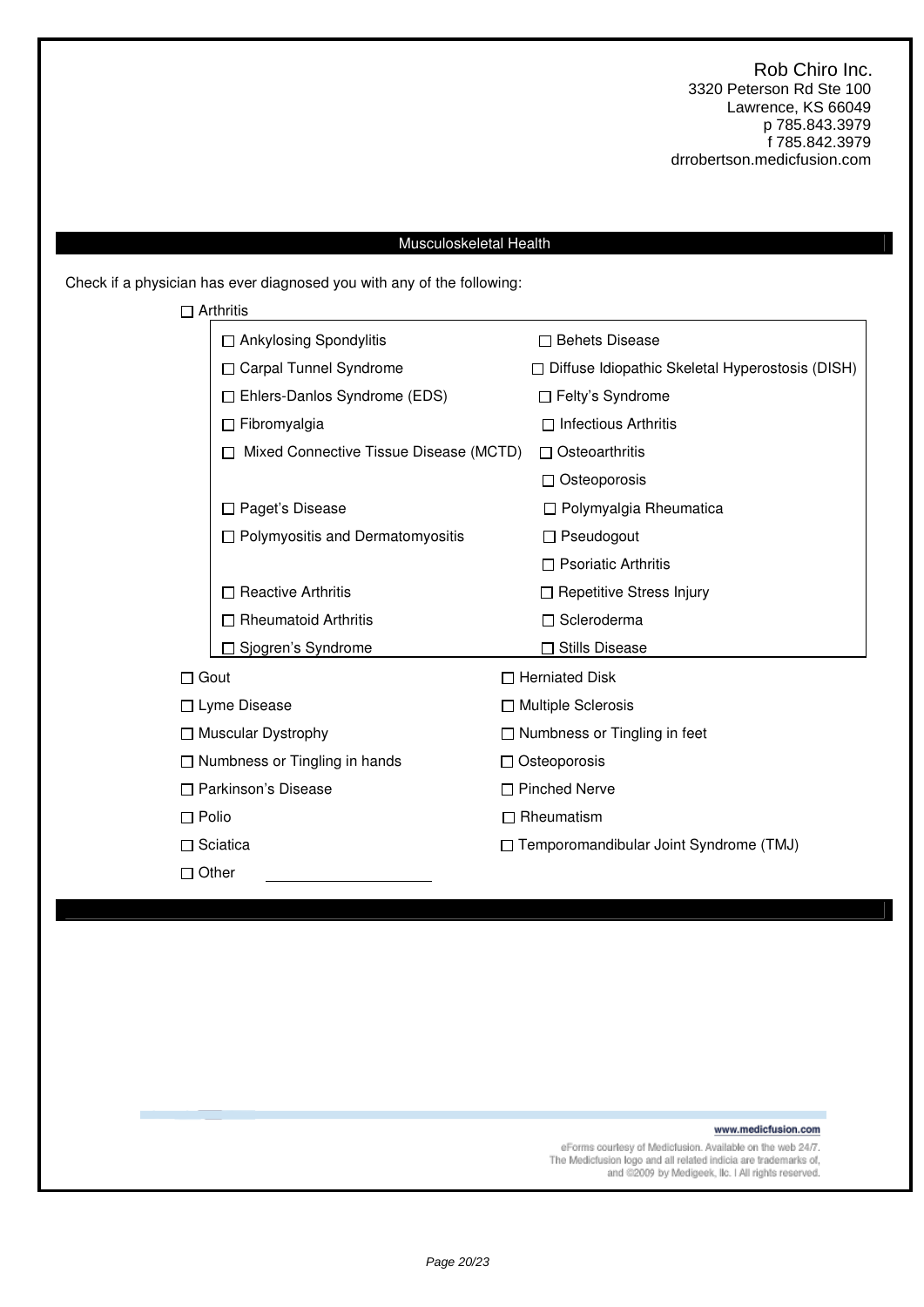Rob Chiro Inc.
3320 Peterson Rd Ste 100
Lawrence, KS 66049
p 785.843.3979
f 785.842.3979
drrobertson.medicfusion.com

## Musculoskeletal Health

Check if a physician has ever diagnosed you with any of the following:

- ☐ Arthritis
  - ☐ Ankylosing Spondylitis
  - ☐ Behets Disease
  - ☐ Carpal Tunnel Syndrome
  - ☐ Diffuse Idiopathic Skeletal Hyperostosis (DISH)
  - ☐ Ehlers-Danlos Syndrome (EDS)
  - ☐ Felty's Syndrome
  - ☐ Fibromyalgia
  - ☐ Infectious Arthritis
  - ☐ Mixed Connective Tissue Disease (MCTD)
  - ☐ Osteoarthritis
  - ☐ Osteoporosis
  - ☐ Paget's Disease
  - ☐ Polymyalgia Rheumatica
  - ☐ Polymyositis and Dermatomyositis
  - ☐ Pseudogout
  - ☐ Psoriatic Arthritis
  - ☐ Reactive Arthritis
  - ☐ Repetitive Stress Injury
  - ☐ Rheumatoid Arthritis
  - ☐ Scleroderma
  - ☐ Sjogren's Syndrome
  - ☐ Stills Disease
- ☐ Gout
- ☐ Herniated Disk
- ☐ Lyme Disease
- ☐ Multiple Sclerosis
- ☐ Muscular Dystrophy
- ☐ Numbness or Tingling in feet
- ☐ Numbness or Tingling in hands
- ☐ Osteoporosis
- ☐ Parkinson's Disease
- ☐ Pinched Nerve
- ☐ Polio
- ☐ Rheumatism
- ☐ Sciatica
- ☐ Temporomandibular Joint Syndrome (TMJ)
- ☐ Other ____________________

www.medicfusion.com

eForms courtesy of Medicfusion. Available on the web 24/7.
The Medicfusion logo and all related indicia are trademarks of, and ©2009 by Medigeek, llc. | All rights reserved.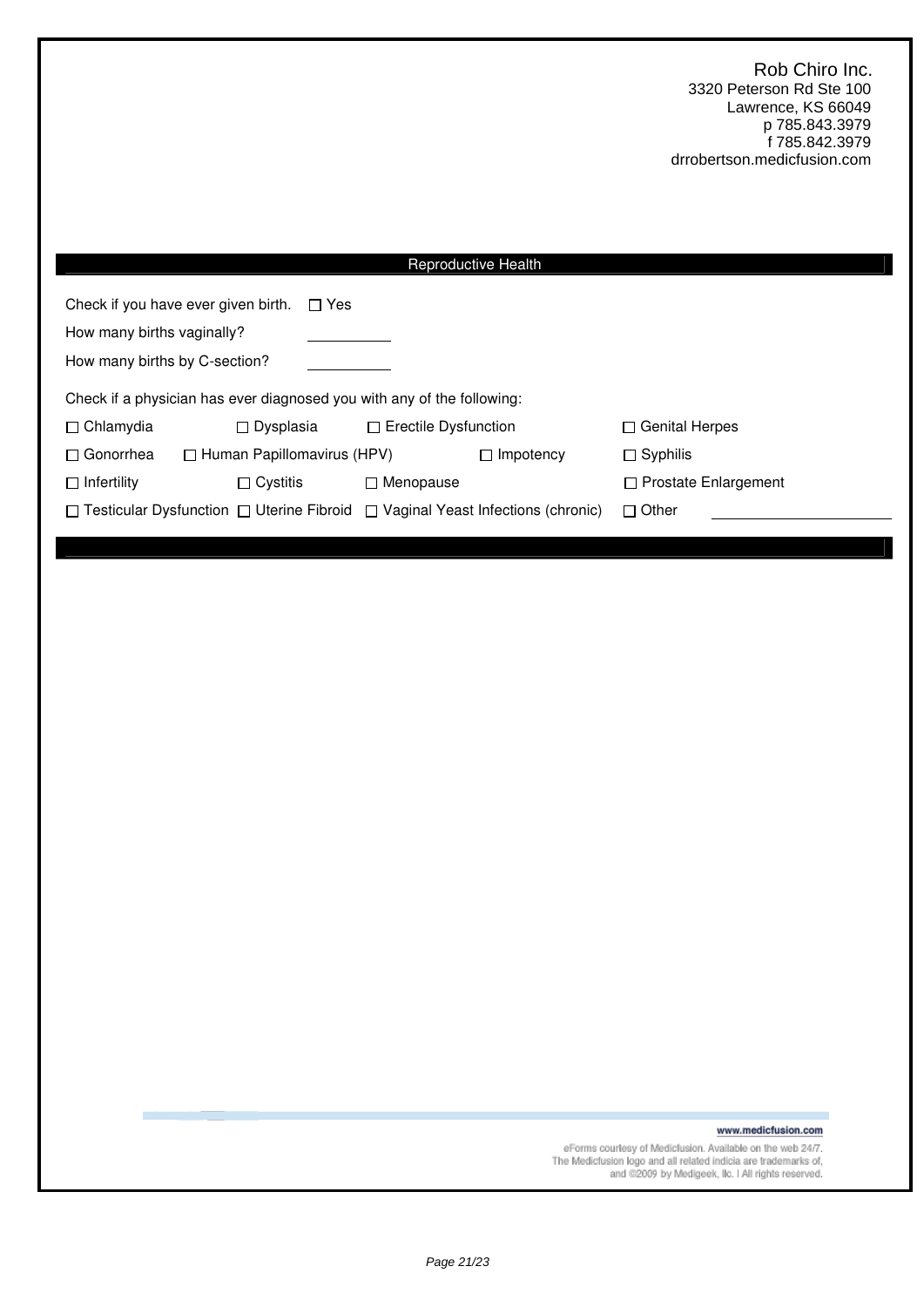Rob Chiro Inc.
3320 Peterson Rd Ste 100
Lawrence, KS 66049
p 785.843.3979
f 785.842.3979
drrobertson.medicfusion.com

## Reproductive Health

Check if you have ever given birth. ☐ Yes

How many births vaginally? \_\_\_\_\_\_\_\_\_\_

How many births by C-section? \_\_\_\_\_\_\_\_\_\_

Check if a physician has ever diagnosed you with any of the following:

| | | | |
|---|---|---|---|
| ☐ Chlamydia | ☐ Dysplasia | ☐ Erectile Dysfunction | ☐ Genital Herpes |
| ☐ Gonorrhea | ☐ Human Papillomavirus (HPV) | ☐ Impotency | ☐ Syphilis |
| ☐ Infertility | ☐ Cystitis | ☐ Menopause | ☐ Prostate Enlargement |
| ☐ Testicular Dysfunction | ☐ Uterine Fibroid | ☐ Vaginal Yeast Infections (chronic) | ☐ Other \_\_\_\_\_\_\_\_\_\_\_\_\_\_\_\_\_\_\_\_ |

www.medicfusion.com

eForms courtesy of Medicfusion. Available on the web 24/7.
The Medicfusion logo and all related indicia are trademarks of,
and ©2009 by Medigeek, llc. l All rights reserved.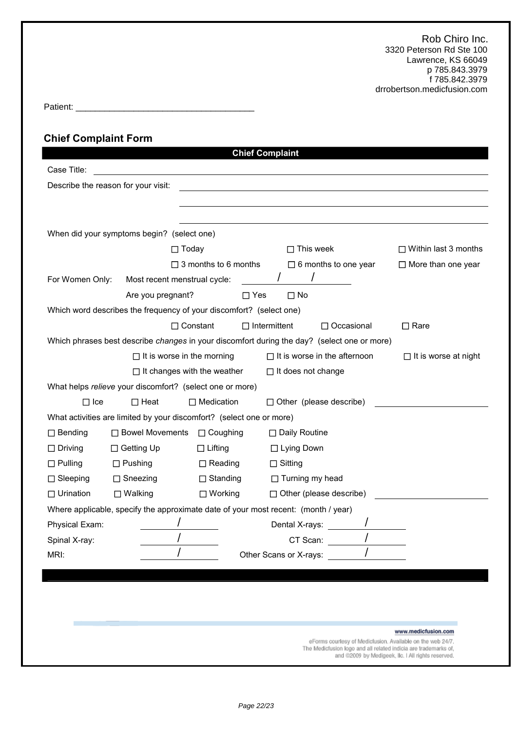Rob Chiro Inc.
3320 Peterson Rd Ste 100
Lawrence, KS 66049
p 785.843.3979
f 785.842.3979
drrobertson.medicfusion.com

Patient: ___________________________________

## Chief Complaint Form

### Chief Complaint

Case Title: ___________________________________

Describe the reason for your visit: ___________________________________

___________________________________

___________________________________

When did your symptoms begin? (select one)

☐ Today ☐ This week ☐ Within last 3 months

☐ 3 months to 6 months ☐ 6 months to one year ☐ More than one year

For Women Only: Most recent menstrual cycle: ____ / ____ / ____

Are you pregnant? ☐ Yes ☐ No

Which word describes the frequency of your discomfort? (select one)

☐ Constant ☐ Intermittent ☐ Occasional ☐ Rare

Which phrases best describe *changes* in your discomfort during the day? (select one or more)

☐ It is worse in the morning ☐ It is worse in the afternoon ☐ It is worse at night

☐ It changes with the weather ☐ It does not change

What helps *relieve* your discomfort? (select one or more)

☐ Ice ☐ Heat ☐ Medication ☐ Other (please describe) ____________________

What activities are limited by your discomfort? (select one or more)

| | | | |
|---|---|---|---|
| ☐ Bending | ☐ Bowel Movements | ☐ Coughing | ☐ Daily Routine |
| ☐ Driving | ☐ Getting Up | ☐ Lifting | ☐ Lying Down |
| ☐ Pulling | ☐ Pushing | ☐ Reading | ☐ Sitting |
| ☐ Sleeping | ☐ Sneezing | ☐ Standing | ☐ Turning my head |
| ☐ Urination | ☐ Walking | ☐ Working | ☐ Other (please describe) ____________________ |

Where applicable, specify the approximate date of your most recent: (month / year)

| | | | |
|---|---|---|---|
| Physical Exam: | ____ / ____ | Dental X-rays: | ____ / ____ |
| Spinal X-ray: | ____ / ____ | CT Scan: | ____ / ____ |
| MRI: | ____ / ____ | Other Scans or X-rays: | ____ / ____ |

www.medicfusion.com

eForms courtesy of Medicfusion. Available on the web 24/7.
The Medicfusion logo and all related indicia are trademarks of, and ©2009 by Medigeek, llc. | All rights reserved.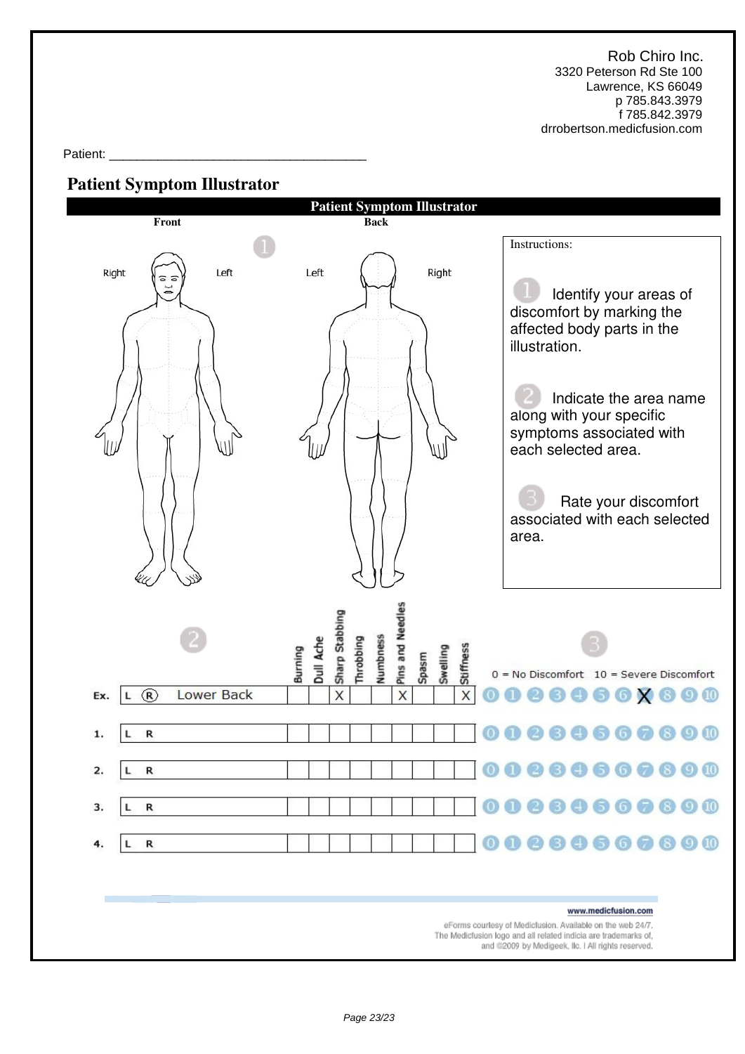Rob Chiro Inc.
3320 Peterson Rd Ste 100
Lawrence, KS 66049
p 785.843.3979
f 785.842.3979
drrobertson.medicfusion.com

Patient: ___________________________________

# Patient Symptom Illustrator

## Patient Symptom Illustrator

Front

Right Left

Back

Left Right

Instructions:

1 Identify your areas of discomfort by marking the affected body parts in the illustration.

2 Indicate the area name along with your specific symptoms associated with each selected area.

3 Rate your discomfort associated with each selected area.

0 = No Discomfort 10 = Severe Discomfort

| | Area | Burning | Dull Ache | Sharp Stabbing | Throbbing | Numbness | Pins and Needles | Spasm | Swelling | Stiffness | Rating |
|---|---|---|---|---|---|---|---|---|---|---|---|
| Ex. | L (R) Lower Back | | | X | | | X | | | X | 0 1 2 3 4 5 6 X 8 9 10 |
| 1. | L R | | | | | | | | | | 0 1 2 3 4 5 6 7 8 9 10 |
| 2. | L R | | | | | | | | | | 0 1 2 3 4 5 6 7 8 9 10 |
| 3. | L R | | | | | | | | | | 0 1 2 3 4 5 6 7 8 9 10 |
| 4. | L R | | | | | | | | | | 0 1 2 3 4 5 6 7 8 9 10 |

www.medicfusion.com

eForms courtesy of Medicfusion. Available on the web 24/7.
The Medicfusion logo and all related indicia are trademarks of,
and ©2009 by Medigeek, llc. | All rights reserved.